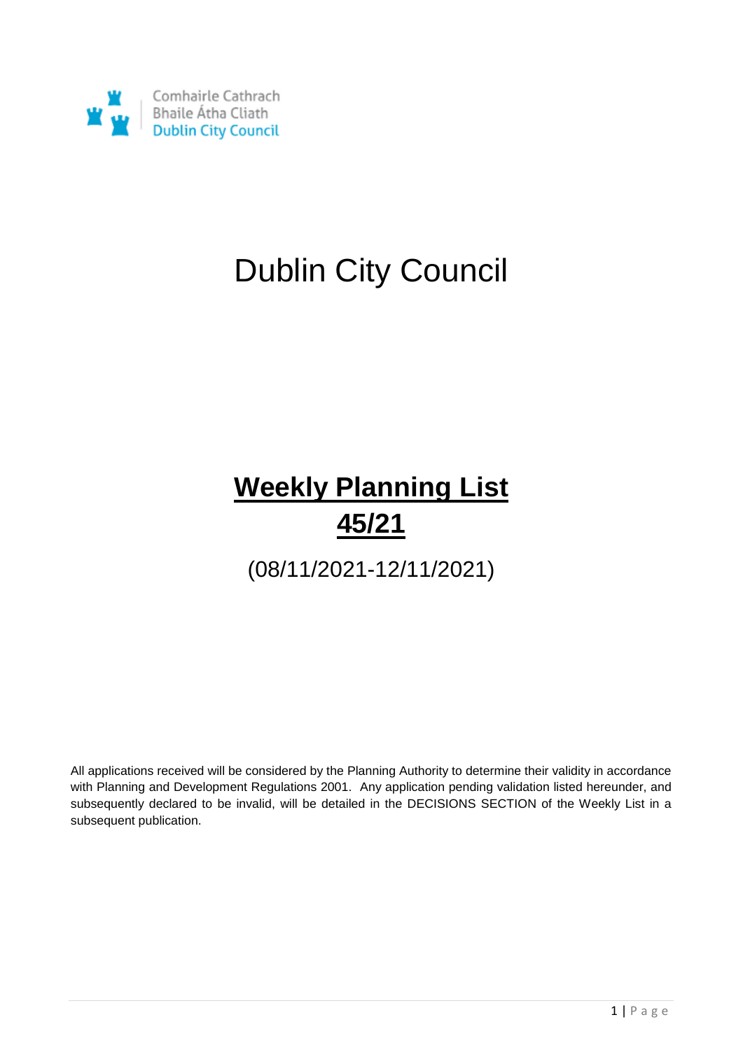Comhairle Cathrach
Bhaile Átha Cliath
Dublin City Council

# Dublin City Council

## **Weekly Planning List 45/21**

(08/11/2021-12/11/2021)

All applications received will be considered by the Planning Authority to determine their validity in accordance with Planning and Development Regulations 2001. Any application pending validation listed hereunder, and subsequently declared to be invalid, will be detailed in the DECISIONS SECTION of the Weekly List in a subsequent publication.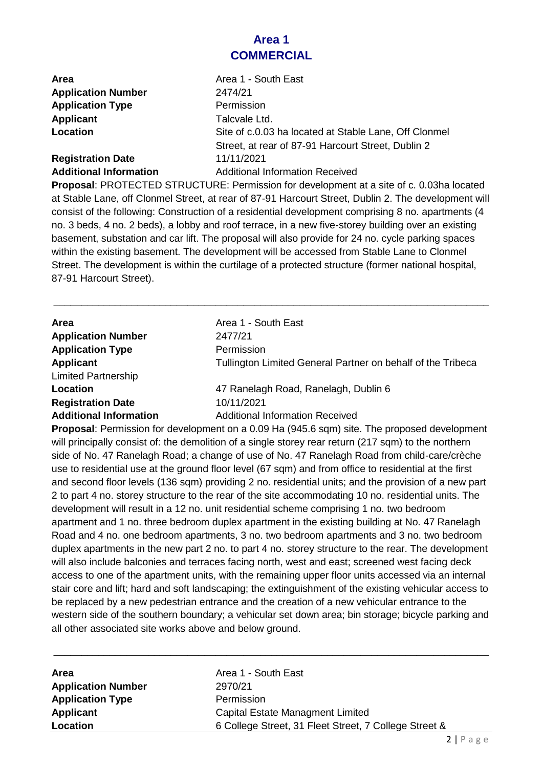## Area 1
## COMMERCIAL

**Area** Area 1 - South East
**Application Number** 2474/21
**Application Type** Permission
**Applicant** Talcvale Ltd.
**Location** Site of c.0.03 ha located at Stable Lane, Off Clonmel Street, at rear of 87-91 Harcourt Street, Dublin 2
**Registration Date** 11/11/2021
**Additional Information** Additional Information Received

**Proposal**: PROTECTED STRUCTURE: Permission for development at a site of c. 0.03ha located at Stable Lane, off Clonmel Street, at rear of 87-91 Harcourt Street, Dublin 2. The development will consist of the following: Construction of a residential development comprising 8 no. apartments (4 no. 3 beds, 4 no. 2 beds), a lobby and roof terrace, in a new five-storey building over an existing basement, substation and car lift. The proposal will also provide for 24 no. cycle parking spaces within the existing basement. The development will be accessed from Stable Lane to Clonmel Street. The development is within the curtilage of a protected structure (former national hospital, 87-91 Harcourt Street).

---

**Area** Area 1 - South East
**Application Number** 2477/21
**Application Type** Permission
**Applicant** Tullington Limited General Partner on behalf of the Tribeca Limited Partnership
**Location** 47 Ranelagh Road, Ranelagh, Dublin 6
**Registration Date** 10/11/2021
**Additional Information** Additional Information Received

**Proposal**: Permission for development on a 0.09 Ha (945.6 sqm) site. The proposed development will principally consist of: the demolition of a single storey rear return (217 sqm) to the northern side of No. 47 Ranelagh Road; a change of use of No. 47 Ranelagh Road from child-care/crèche use to residential use at the ground floor level (67 sqm) and from office to residential at the first and second floor levels (136 sqm) providing 2 no. residential units; and the provision of a new part 2 to part 4 no. storey structure to the rear of the site accommodating 10 no. residential units. The development will result in a 12 no. unit residential scheme comprising 1 no. two bedroom apartment and 1 no. three bedroom duplex apartment in the existing building at No. 47 Ranelagh Road and 4 no. one bedroom apartments, 3 no. two bedroom apartments and 3 no. two bedroom duplex apartments in the new part 2 no. to part 4 no. storey structure to the rear. The development will also include balconies and terraces facing north, west and east; screened west facing deck access to one of the apartment units, with the remaining upper floor units accessed via an internal stair core and lift; hard and soft landscaping; the extinguishment of the existing vehicular access to be replaced by a new pedestrian entrance and the creation of a new vehicular entrance to the western side of the southern boundary; a vehicular set down area; bin storage; bicycle parking and all other associated site works above and below ground.

---

**Area** Area 1 - South East
**Application Number** 2970/21
**Application Type** Permission
**Applicant** Capital Estate Managment Limited
**Location** 6 College Street, 31 Fleet Street, 7 College Street &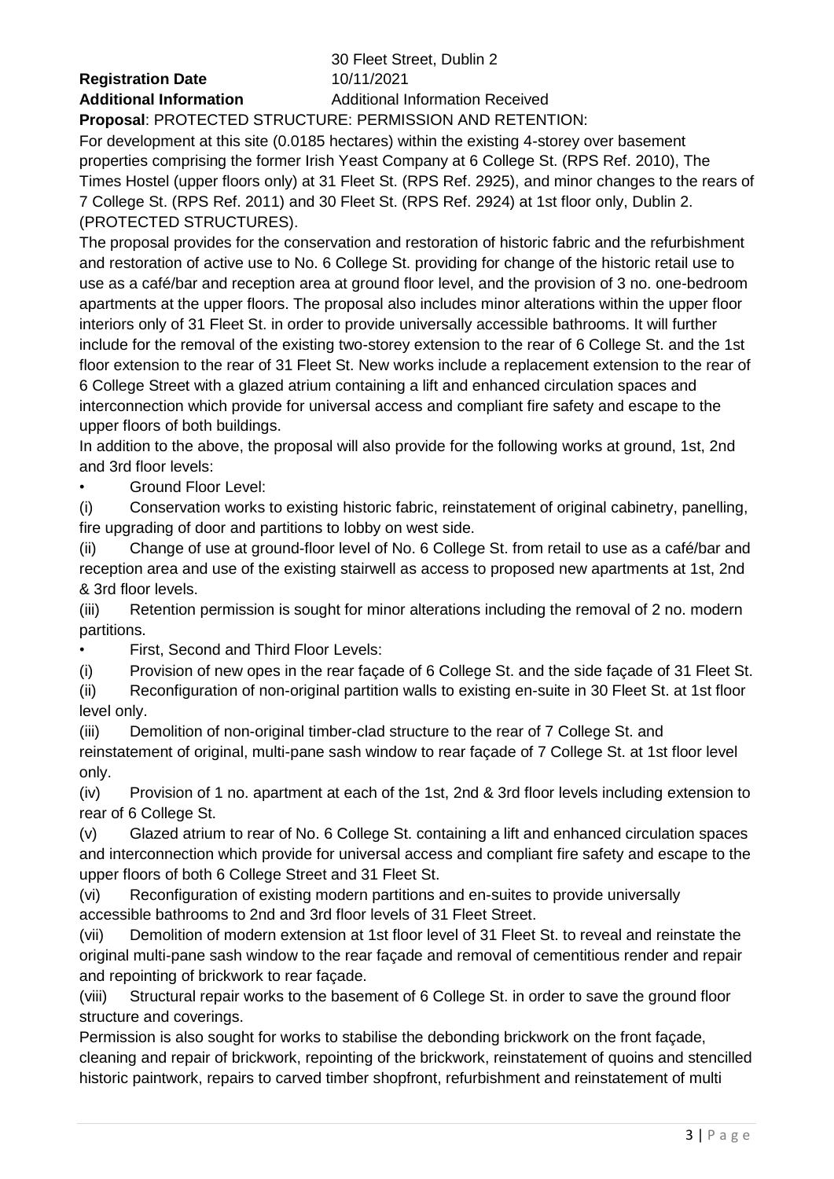30 Fleet Street, Dublin 2

**Registration Date** 10/11/2021

**Additional Information** Additional Information Received

**Proposal**: PROTECTED STRUCTURE: PERMISSION AND RETENTION:

For development at this site (0.0185 hectares) within the existing 4-storey over basement properties comprising the former Irish Yeast Company at 6 College St. (RPS Ref. 2010), The Times Hostel (upper floors only) at 31 Fleet St. (RPS Ref. 2925), and minor changes to the rears of 7 College St. (RPS Ref. 2011) and 30 Fleet St. (RPS Ref. 2924) at 1st floor only, Dublin 2. (PROTECTED STRUCTURES).

The proposal provides for the conservation and restoration of historic fabric and the refurbishment and restoration of active use to No. 6 College St. providing for change of the historic retail use to use as a café/bar and reception area at ground floor level, and the provision of 3 no. one-bedroom apartments at the upper floors. The proposal also includes minor alterations within the upper floor interiors only of 31 Fleet St. in order to provide universally accessible bathrooms. It will further include for the removal of the existing two-storey extension to the rear of 6 College St. and the 1st floor extension to the rear of 31 Fleet St. New works include a replacement extension to the rear of 6 College Street with a glazed atrium containing a lift and enhanced circulation spaces and interconnection which provide for universal access and compliant fire safety and escape to the upper floors of both buildings.

In addition to the above, the proposal will also provide for the following works at ground, 1st, 2nd and 3rd floor levels:

- Ground Floor Level:

(i) Conservation works to existing historic fabric, reinstatement of original cabinetry, panelling, fire upgrading of door and partitions to lobby on west side.

(ii) Change of use at ground-floor level of No. 6 College St. from retail to use as a café/bar and reception area and use of the existing stairwell as access to proposed new apartments at 1st, 2nd & 3rd floor levels.

(iii) Retention permission is sought for minor alterations including the removal of 2 no. modern partitions.

- First, Second and Third Floor Levels:

(i) Provision of new opes in the rear façade of 6 College St. and the side façade of 31 Fleet St.

(ii) Reconfiguration of non-original partition walls to existing en-suite in 30 Fleet St. at 1st floor level only.

(iii) Demolition of non-original timber-clad structure to the rear of 7 College St. and reinstatement of original, multi-pane sash window to rear façade of 7 College St. at 1st floor level only.

(iv) Provision of 1 no. apartment at each of the 1st, 2nd & 3rd floor levels including extension to rear of 6 College St.

(v) Glazed atrium to rear of No. 6 College St. containing a lift and enhanced circulation spaces and interconnection which provide for universal access and compliant fire safety and escape to the upper floors of both 6 College Street and 31 Fleet St.

(vi) Reconfiguration of existing modern partitions and en-suites to provide universally accessible bathrooms to 2nd and 3rd floor levels of 31 Fleet Street.

(vii) Demolition of modern extension at 1st floor level of 31 Fleet St. to reveal and reinstate the original multi-pane sash window to the rear façade and removal of cementitious render and repair and repointing of brickwork to rear façade.

(viii) Structural repair works to the basement of 6 College St. in order to save the ground floor structure and coverings.

Permission is also sought for works to stabilise the debonding brickwork on the front façade, cleaning and repair of brickwork, repointing of the brickwork, reinstatement of quoins and stencilled historic paintwork, repairs to carved timber shopfront, refurbishment and reinstatement of multi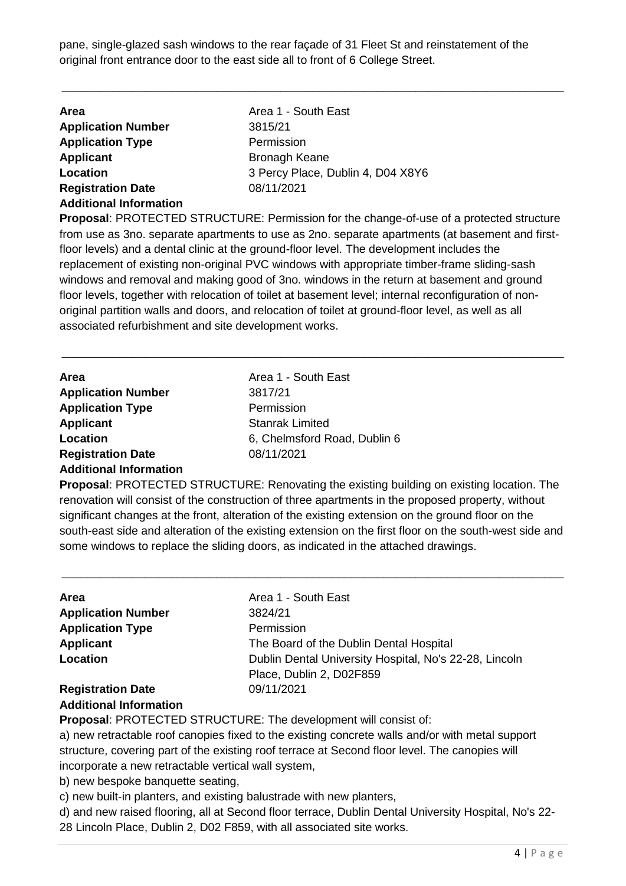pane, single-glazed sash windows to the rear façade of 31 Fleet St and reinstatement of the original front entrance door to the east side all to front of 6 College Street.

---

| | |
|---|---|
| **Area** | Area 1 - South East |
| **Application Number** | 3815/21 |
| **Application Type** | Permission |
| **Applicant** | Bronagh Keane |
| **Location** | 3 Percy Place, Dublin 4, D04 X8Y6 |
| **Registration Date** | 08/11/2021 |
| **Additional Information** | |

**Proposal**: PROTECTED STRUCTURE: Permission for the change-of-use of a protected structure from use as 3no. separate apartments to use as 2no. separate apartments (at basement and first-floor levels) and a dental clinic at the ground-floor level. The development includes the replacement of existing non-original PVC windows with appropriate timber-frame sliding-sash windows and removal and making good of 3no. windows in the return at basement and ground floor levels, together with relocation of toilet at basement level; internal reconfiguration of non-original partition walls and doors, and relocation of toilet at ground-floor level, as well as all associated refurbishment and site development works.

---

| | |
|---|---|
| **Area** | Area 1 - South East |
| **Application Number** | 3817/21 |
| **Application Type** | Permission |
| **Applicant** | Stanrak Limited |
| **Location** | 6, Chelmsford Road, Dublin 6 |
| **Registration Date** | 08/11/2021 |
| **Additional Information** | |

**Proposal**: PROTECTED STRUCTURE: Renovating the existing building on existing location. The renovation will consist of the construction of three apartments in the proposed property, without significant changes at the front, alteration of the existing extension on the ground floor on the south-east side and alteration of the existing extension on the first floor on the south-west side and some windows to replace the sliding doors, as indicated in the attached drawings.

---

| | |
|---|---|
| **Area** | Area 1 - South East |
| **Application Number** | 3824/21 |
| **Application Type** | Permission |
| **Applicant** | The Board of the Dublin Dental Hospital |
| **Location** | Dublin Dental University Hospital, No's 22-28, Lincoln Place, Dublin 2, D02F859 |
| **Registration Date** | 09/11/2021 |
| **Additional Information** | |

**Proposal**: PROTECTED STRUCTURE: The development will consist of:

a) new retractable roof canopies fixed to the existing concrete walls and/or with metal support structure, covering part of the existing roof terrace at Second floor level. The canopies will incorporate a new retractable vertical wall system,

b) new bespoke banquette seating,

c) new built-in planters, and existing balustrade with new planters,

d) and new raised flooring, all at Second floor terrace, Dublin Dental University Hospital, No's 22-28 Lincoln Place, Dublin 2, D02 F859, with all associated site works.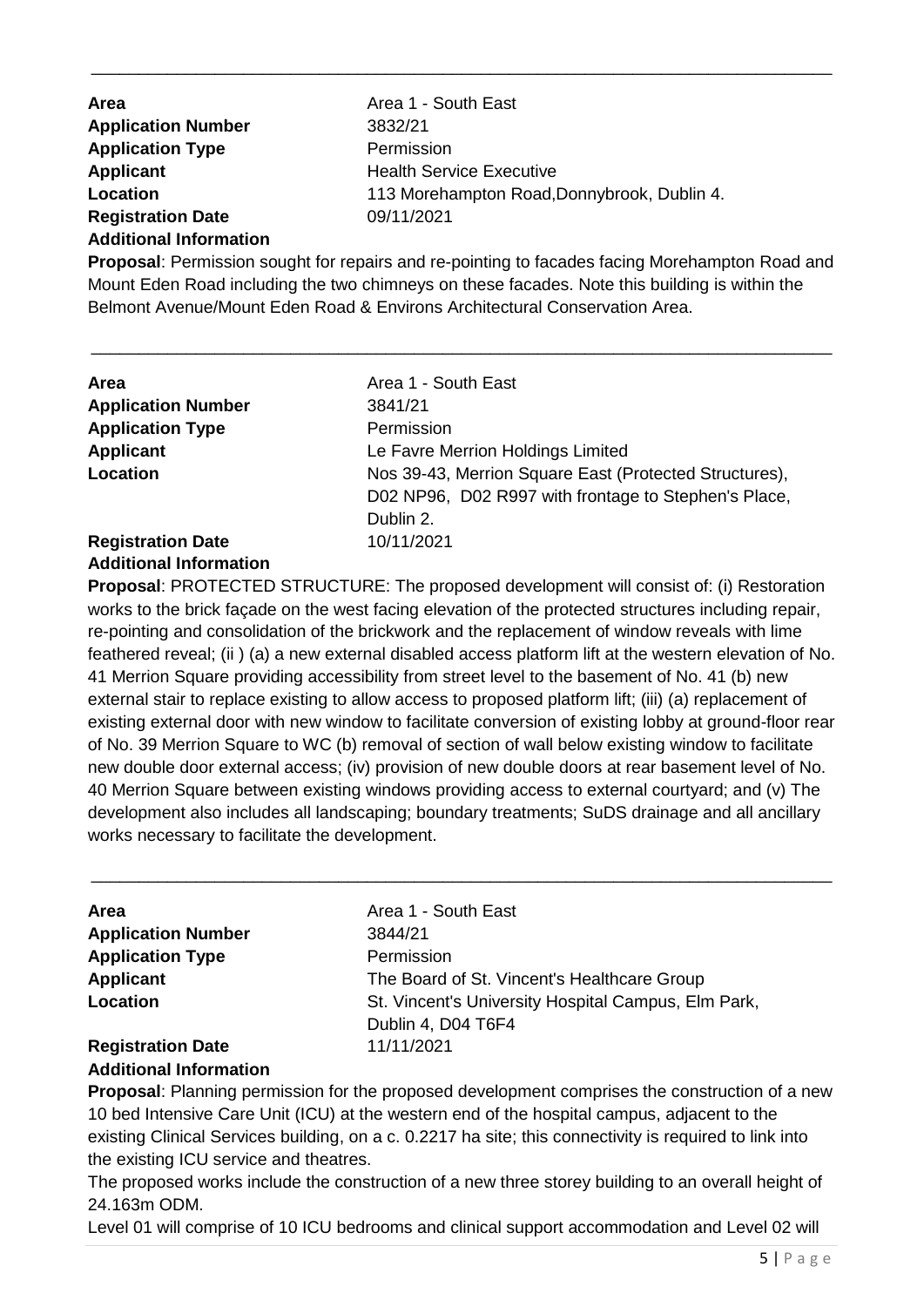---

**Area** Area 1 - South East
**Application Number** 3832/21
**Application Type** Permission
**Applicant** Health Service Executive
**Location** 113 Morehampton Road,Donnybrook, Dublin 4.
**Registration Date** 09/11/2021
**Additional Information**

**Proposal**: Permission sought for repairs and re-pointing to facades facing Morehampton Road and Mount Eden Road including the two chimneys on these facades. Note this building is within the Belmont Avenue/Mount Eden Road & Environs Architectural Conservation Area.

---

**Area** Area 1 - South East
**Application Number** 3841/21
**Application Type** Permission
**Applicant** Le Favre Merrion Holdings Limited
**Location** Nos 39-43, Merrion Square East (Protected Structures), D02 NP96, D02 R997 with frontage to Stephen's Place, Dublin 2.
**Registration Date** 10/11/2021
**Additional Information**

**Proposal**: PROTECTED STRUCTURE: The proposed development will consist of: (i) Restoration works to the brick façade on the west facing elevation of the protected structures including repair, re-pointing and consolidation of the brickwork and the replacement of window reveals with lime feathered reveal; (ii ) (a) a new external disabled access platform lift at the western elevation of No. 41 Merrion Square providing accessibility from street level to the basement of No. 41 (b) new external stair to replace existing to allow access to proposed platform lift; (iii) (a) replacement of existing external door with new window to facilitate conversion of existing lobby at ground-floor rear of No. 39 Merrion Square to WC (b) removal of section of wall below existing window to facilitate new double door external access; (iv) provision of new double doors at rear basement level of No. 40 Merrion Square between existing windows providing access to external courtyard; and (v) The development also includes all landscaping; boundary treatments; SuDS drainage and all ancillary works necessary to facilitate the development.

---

**Area** Area 1 - South East
**Application Number** 3844/21
**Application Type** Permission
**Applicant** The Board of St. Vincent's Healthcare Group
**Location** St. Vincent's University Hospital Campus, Elm Park, Dublin 4, D04 T6F4
**Registration Date** 11/11/2021
**Additional Information**

**Proposal**: Planning permission for the proposed development comprises the construction of a new 10 bed Intensive Care Unit (ICU) at the western end of the hospital campus, adjacent to the existing Clinical Services building, on a c. 0.2217 ha site; this connectivity is required to link into the existing ICU service and theatres.
The proposed works include the construction of a new three storey building to an overall height of 24.163m ODM.
Level 01 will comprise of 10 ICU bedrooms and clinical support accommodation and Level 02 will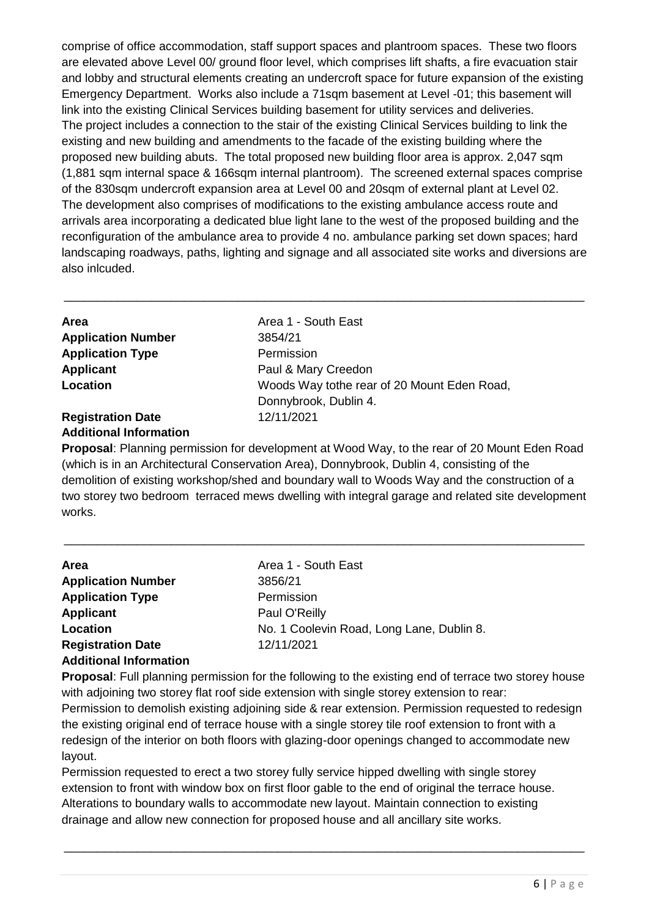comprise of office accommodation, staff support spaces and plantroom spaces. These two floors are elevated above Level 00/ ground floor level, which comprises lift shafts, a fire evacuation stair and lobby and structural elements creating an undercroft space for future expansion of the existing Emergency Department. Works also include a 71sqm basement at Level -01; this basement will link into the existing Clinical Services building basement for utility services and deliveries. The project includes a connection to the stair of the existing Clinical Services building to link the existing and new building and amendments to the facade of the existing building where the proposed new building abuts. The total proposed new building floor area is approx. 2,047 sqm (1,881 sqm internal space & 166sqm internal plantroom). The screened external spaces comprise of the 830sqm undercroft expansion area at Level 00 and 20sqm of external plant at Level 02. The development also comprises of modifications to the existing ambulance access route and arrivals area incorporating a dedicated blue light lane to the west of the proposed building and the reconfiguration of the ambulance area to provide 4 no. ambulance parking set down spaces; hard landscaping roadways, paths, lighting and signage and all associated site works and diversions are also inlcuded.

---

**Area** Area 1 - South East
**Application Number** 3854/21
**Application Type** Permission
**Applicant** Paul & Mary Creedon
**Location** Woods Way tothe rear of 20 Mount Eden Road, Donnybrook, Dublin 4.
**Registration Date** 12/11/2021
**Additional Information**

**Proposal**: Planning permission for development at Wood Way, to the rear of 20 Mount Eden Road (which is in an Architectural Conservation Area), Donnybrook, Dublin 4, consisting of the demolition of existing workshop/shed and boundary wall to Woods Way and the construction of a two storey two bedroom terraced mews dwelling with integral garage and related site development works.

---

**Area** Area 1 - South East
**Application Number** 3856/21
**Application Type** Permission
**Applicant** Paul O'Reilly
**Location** No. 1 Coolevin Road, Long Lane, Dublin 8.
**Registration Date** 12/11/2021
**Additional Information**

**Proposal**: Full planning permission for the following to the existing end of terrace two storey house with adjoining two storey flat roof side extension with single storey extension to rear:
Permission to demolish existing adjoining side & rear extension. Permission requested to redesign the existing original end of terrace house with a single storey tile roof extension to front with a redesign of the interior on both floors with glazing-door openings changed to accommodate new layout.
Permission requested to erect a two storey fully service hipped dwelling with single storey extension to front with window box on first floor gable to the end of original the terrace house. Alterations to boundary walls to accommodate new layout. Maintain connection to existing drainage and allow new connection for proposed house and all ancillary site works.

---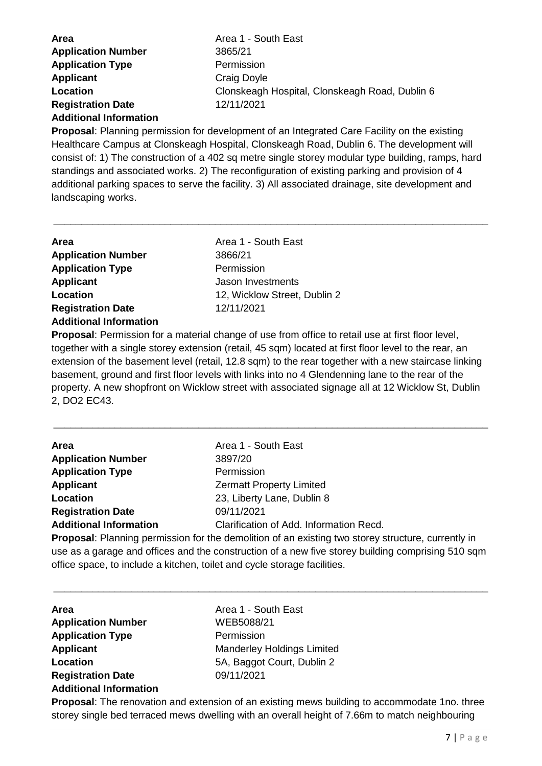**Area** Area 1 - South East
**Application Number** 3865/21
**Application Type** Permission
**Applicant** Craig Doyle
**Location** Clonskeagh Hospital, Clonskeagh Road, Dublin 6
**Registration Date** 12/11/2021
**Additional Information**

**Proposal**: Planning permission for development of an Integrated Care Facility on the existing Healthcare Campus at Clonskeagh Hospital, Clonskeagh Road, Dublin 6. The development will consist of: 1) The construction of a 402 sq metre single storey modular type building, ramps, hard standings and associated works. 2) The reconfiguration of existing parking and provision of 4 additional parking spaces to serve the facility. 3) All associated drainage, site development and landscaping works.

---

**Area** Area 1 - South East
**Application Number** 3866/21
**Application Type** Permission
**Applicant** Jason Investments
**Location** 12, Wicklow Street, Dublin 2
**Registration Date** 12/11/2021
**Additional Information**

**Proposal**: Permission for a material change of use from office to retail use at first floor level, together with a single storey extension (retail, 45 sqm) located at first floor level to the rear, an extension of the basement level (retail, 12.8 sqm) to the rear together with a new staircase linking basement, ground and first floor levels with links into no 4 Glendenning lane to the rear of the property. A new shopfront on Wicklow street with associated signage all at 12 Wicklow St, Dublin 2, DO2 EC43.

---

**Area** Area 1 - South East
**Application Number** 3897/20
**Application Type** Permission
**Applicant** Zermatt Property Limited
**Location** 23, Liberty Lane, Dublin 8
**Registration Date** 09/11/2021
**Additional Information** Clarification of Add. Information Recd.

**Proposal**: Planning permission for the demolition of an existing two storey structure, currently in use as a garage and offices and the construction of a new five storey building comprising 510 sqm office space, to include a kitchen, toilet and cycle storage facilities.

---

**Area** Area 1 - South East
**Application Number** WEB5088/21
**Application Type** Permission
**Applicant** Manderley Holdings Limited
**Location** 5A, Baggot Court, Dublin 2
**Registration Date** 09/11/2021
**Additional Information**

**Proposal**: The renovation and extension of an existing mews building to accommodate 1no. three storey single bed terraced mews dwelling with an overall height of 7.66m to match neighbouring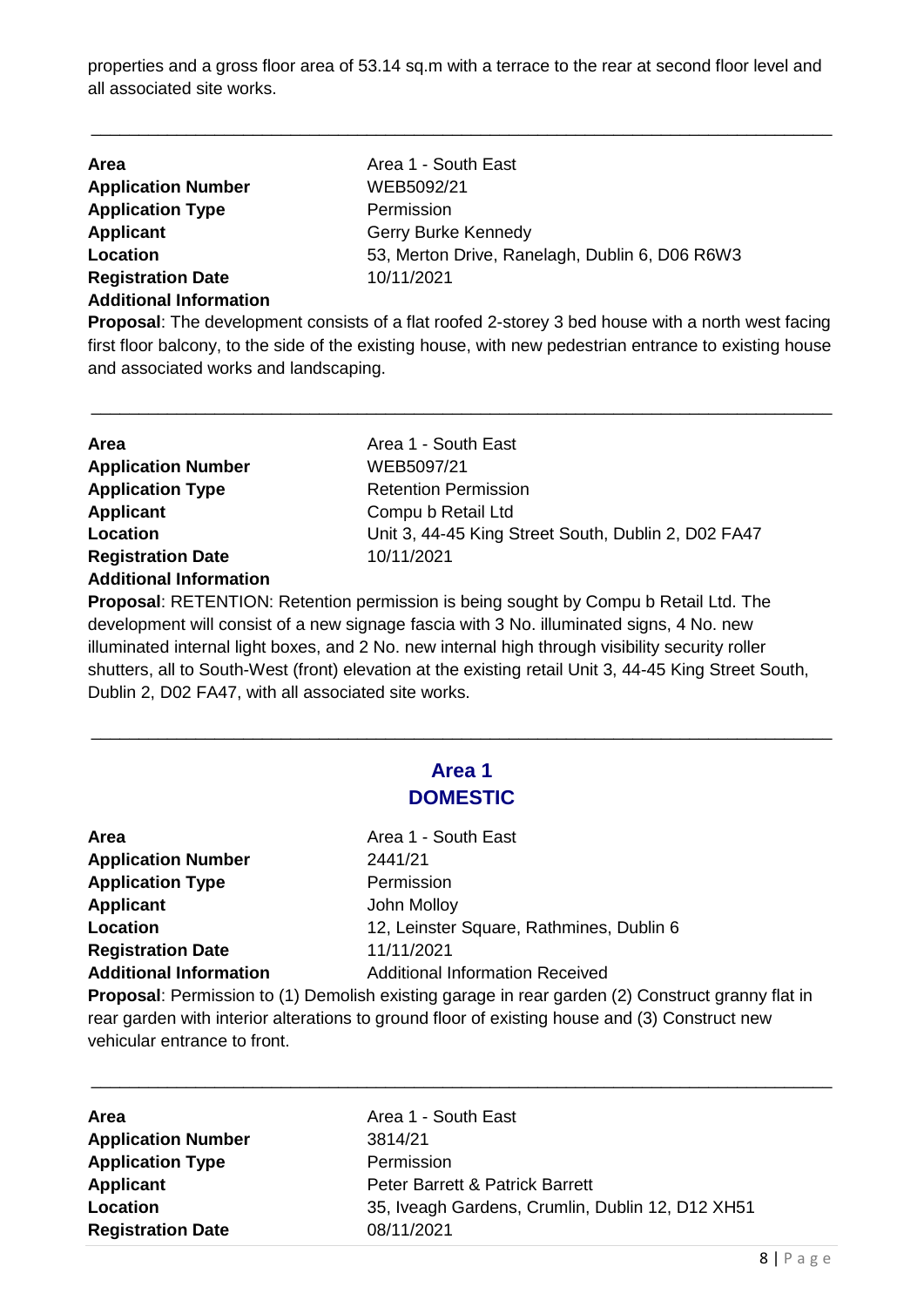properties and a gross floor area of 53.14 sq.m with a terrace to the rear at second floor level and all associated site works.

---

**Area** Area 1 - South East
**Application Number** WEB5092/21
**Application Type** Permission
**Applicant** Gerry Burke Kennedy
**Location** 53, Merton Drive, Ranelagh, Dublin 6, D06 R6W3
**Registration Date** 10/11/2021
**Additional Information**

**Proposal**: The development consists of a flat roofed 2-storey 3 bed house with a north west facing first floor balcony, to the side of the existing house, with new pedestrian entrance to existing house and associated works and landscaping.

---

**Area** Area 1 - South East
**Application Number** WEB5097/21
**Application Type** Retention Permission
**Applicant** Compu b Retail Ltd
**Location** Unit 3, 44-45 King Street South, Dublin 2, D02 FA47
**Registration Date** 10/11/2021
**Additional Information**

**Proposal**: RETENTION: Retention permission is being sought by Compu b Retail Ltd. The development will consist of a new signage fascia with 3 No. illuminated signs, 4 No. new illuminated internal light boxes, and 2 No. new internal high through visibility security roller shutters, all to South-West (front) elevation at the existing retail Unit 3, 44-45 King Street South, Dublin 2, D02 FA47, with all associated site works.

---

## Area 1
## DOMESTIC

**Area** Area 1 - South East
**Application Number** 2441/21
**Application Type** Permission
**Applicant** John Molloy
**Location** 12, Leinster Square, Rathmines, Dublin 6
**Registration Date** 11/11/2021
**Additional Information** Additional Information Received

**Proposal**: Permission to (1) Demolish existing garage in rear garden (2) Construct granny flat in rear garden with interior alterations to ground floor of existing house and (3) Construct new vehicular entrance to front.

---

**Area** Area 1 - South East
**Application Number** 3814/21
**Application Type** Permission
**Applicant** Peter Barrett & Patrick Barrett
**Location** 35, Iveagh Gardens, Crumlin, Dublin 12, D12 XH51
**Registration Date** 08/11/2021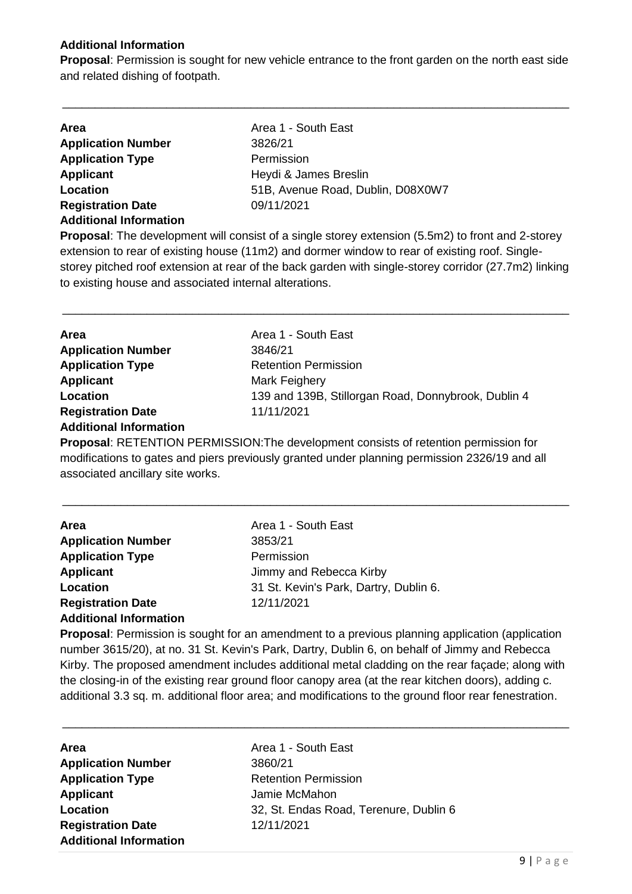**Additional Information**

**Proposal**: Permission is sought for new vehicle entrance to the front garden on the north east side and related dishing of footpath.

---

| | |
|---|---|
| **Area** | Area 1 - South East |
| **Application Number** | 3826/21 |
| **Application Type** | Permission |
| **Applicant** | Heydi & James Breslin |
| **Location** | 51B, Avenue Road, Dublin, D08X0W7 |
| **Registration Date** | 09/11/2021 |
| **Additional Information** | |

**Proposal**: The development will consist of a single storey extension (5.5m2) to front and 2-storey extension to rear of existing house (11m2) and dormer window to rear of existing roof. Single-storey pitched roof extension at rear of the back garden with single-storey corridor (27.7m2) linking to existing house and associated internal alterations.

---

| | |
|---|---|
| **Area** | Area 1 - South East |
| **Application Number** | 3846/21 |
| **Application Type** | Retention Permission |
| **Applicant** | Mark Feighery |
| **Location** | 139 and 139B, Stillorgan Road, Donnybrook, Dublin 4 |
| **Registration Date** | 11/11/2021 |
| **Additional Information** | |

**Proposal**: RETENTION PERMISSION:The development consists of retention permission for modifications to gates and piers previously granted under planning permission 2326/19 and all associated ancillary site works.

---

| | |
|---|---|
| **Area** | Area 1 - South East |
| **Application Number** | 3853/21 |
| **Application Type** | Permission |
| **Applicant** | Jimmy and Rebecca Kirby |
| **Location** | 31 St. Kevin's Park, Dartry, Dublin 6. |
| **Registration Date** | 12/11/2021 |
| **Additional Information** | |

**Proposal**: Permission is sought for an amendment to a previous planning application (application number 3615/20), at no. 31 St. Kevin's Park, Dartry, Dublin 6, on behalf of Jimmy and Rebecca Kirby. The proposed amendment includes additional metal cladding on the rear façade; along with the closing-in of the existing rear ground floor canopy area (at the rear kitchen doors), adding c. additional 3.3 sq. m. additional floor area; and modifications to the ground floor rear fenestration.

---

| | |
|---|---|
| **Area** | Area 1 - South East |
| **Application Number** | 3860/21 |
| **Application Type** | Retention Permission |
| **Applicant** | Jamie McMahon |
| **Location** | 32, St. Endas Road, Terenure, Dublin 6 |
| **Registration Date** | 12/11/2021 |
| **Additional Information** | |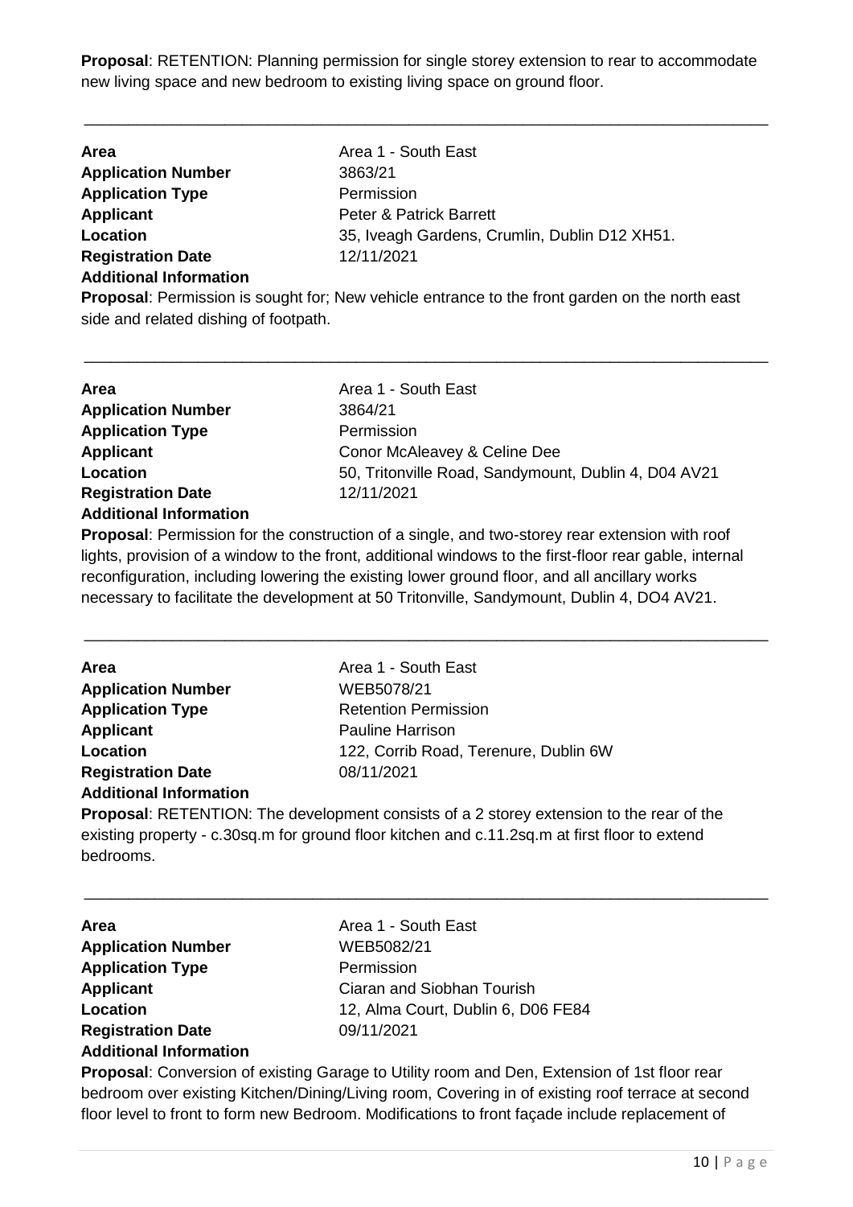**Proposal**: RETENTION: Planning permission for single storey extension to rear to accommodate new living space and new bedroom to existing living space on ground floor.

---

**Area** Area 1 - South East
**Application Number** 3863/21
**Application Type** Permission
**Applicant** Peter & Patrick Barrett
**Location** 35, Iveagh Gardens, Crumlin, Dublin D12 XH51.
**Registration Date** 12/11/2021
**Additional Information**

**Proposal**: Permission is sought for; New vehicle entrance to the front garden on the north east side and related dishing of footpath.

---

**Area** Area 1 - South East
**Application Number** 3864/21
**Application Type** Permission
**Applicant** Conor McAleavey & Celine Dee
**Location** 50, Tritonville Road, Sandymount, Dublin 4, D04 AV21
**Registration Date** 12/11/2021
**Additional Information**

**Proposal**: Permission for the construction of a single, and two-storey rear extension with roof lights, provision of a window to the front, additional windows to the first-floor rear gable, internal reconfiguration, including lowering the existing lower ground floor, and all ancillary works necessary to facilitate the development at 50 Tritonville, Sandymount, Dublin 4, DO4 AV21.

---

**Area** Area 1 - South East
**Application Number** WEB5078/21
**Application Type** Retention Permission
**Applicant** Pauline Harrison
**Location** 122, Corrib Road, Terenure, Dublin 6W
**Registration Date** 08/11/2021
**Additional Information**

**Proposal**: RETENTION: The development consists of a 2 storey extension to the rear of the existing property - c.30sq.m for ground floor kitchen and c.11.2sq.m at first floor to extend bedrooms.

---

**Area** Area 1 - South East
**Application Number** WEB5082/21
**Application Type** Permission
**Applicant** Ciaran and Siobhan Tourish
**Location** 12, Alma Court, Dublin 6, D06 FE84
**Registration Date** 09/11/2021
**Additional Information**

**Proposal**: Conversion of existing Garage to Utility room and Den, Extension of 1st floor rear bedroom over existing Kitchen/Dining/Living room, Covering in of existing roof terrace at second floor level to front to form new Bedroom. Modifications to front façade include replacement of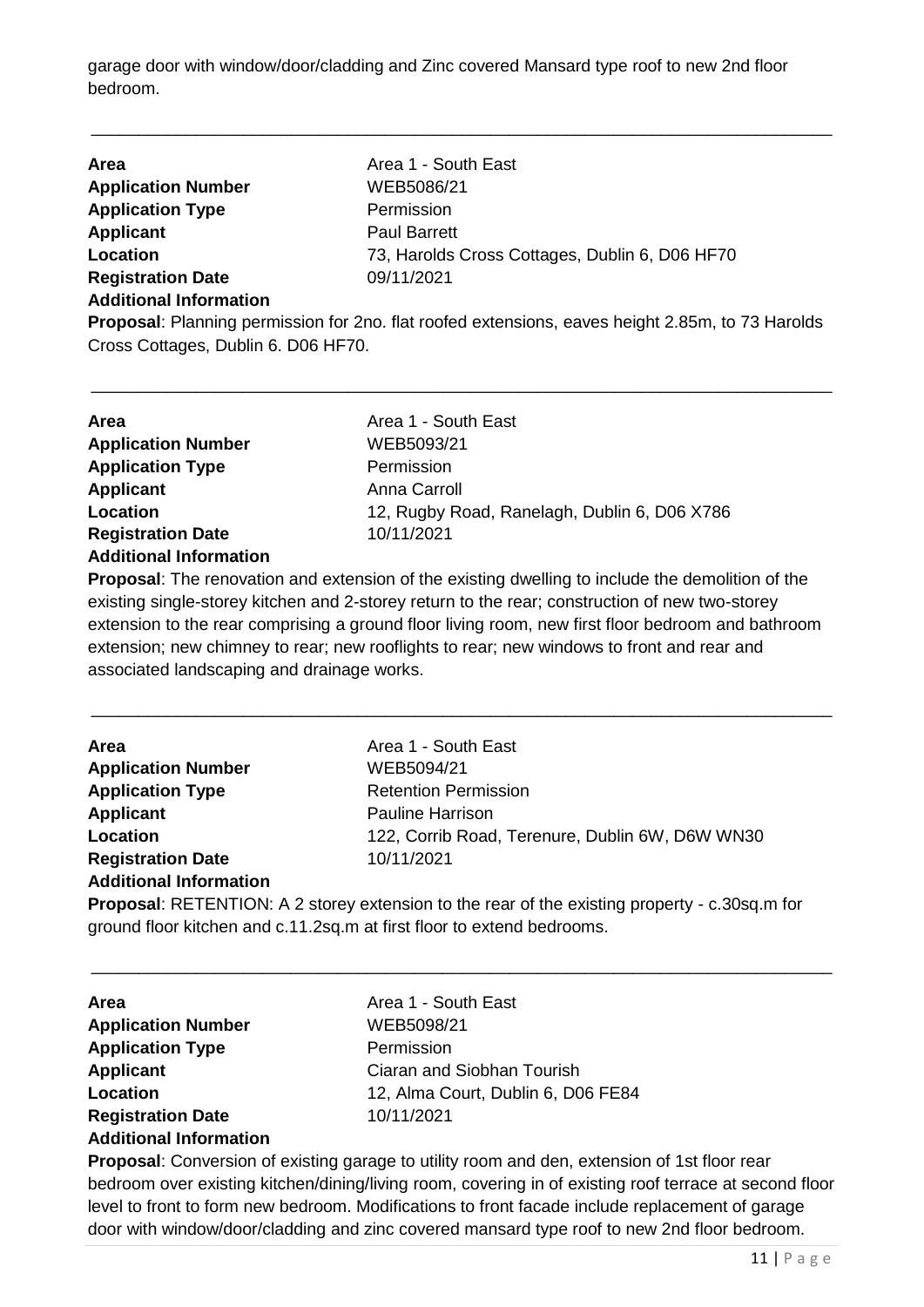garage door with window/door/cladding and Zinc covered Mansard type roof to new 2nd floor bedroom.

---

| | |
|---|---|
| **Area** | Area 1 - South East |
| **Application Number** | WEB5086/21 |
| **Application Type** | Permission |
| **Applicant** | Paul Barrett |
| **Location** | 73, Harolds Cross Cottages, Dublin 6, D06 HF70 |
| **Registration Date** | 09/11/2021 |
| **Additional Information** | |

**Proposal**: Planning permission for 2no. flat roofed extensions, eaves height 2.85m, to 73 Harolds Cross Cottages, Dublin 6. D06 HF70.

---

| | |
|---|---|
| **Area** | Area 1 - South East |
| **Application Number** | WEB5093/21 |
| **Application Type** | Permission |
| **Applicant** | Anna Carroll |
| **Location** | 12, Rugby Road, Ranelagh, Dublin 6, D06 X786 |
| **Registration Date** | 10/11/2021 |
| **Additional Information** | |

**Proposal**: The renovation and extension of the existing dwelling to include the demolition of the existing single-storey kitchen and 2-storey return to the rear; construction of new two-storey extension to the rear comprising a ground floor living room, new first floor bedroom and bathroom extension; new chimney to rear; new rooflights to rear; new windows to front and rear and associated landscaping and drainage works.

---

| | |
|---|---|
| **Area** | Area 1 - South East |
| **Application Number** | WEB5094/21 |
| **Application Type** | Retention Permission |
| **Applicant** | Pauline Harrison |
| **Location** | 122, Corrib Road, Terenure, Dublin 6W, D6W WN30 |
| **Registration Date** | 10/11/2021 |
| **Additional Information** | |

**Proposal**: RETENTION: A 2 storey extension to the rear of the existing property - c.30sq.m for ground floor kitchen and c.11.2sq.m at first floor to extend bedrooms.

---

| | |
|---|---|
| **Area** | Area 1 - South East |
| **Application Number** | WEB5098/21 |
| **Application Type** | Permission |
| **Applicant** | Ciaran and Siobhan Tourish |
| **Location** | 12, Alma Court, Dublin 6, D06 FE84 |
| **Registration Date** | 10/11/2021 |
| **Additional Information** | |

**Proposal**: Conversion of existing garage to utility room and den, extension of 1st floor rear bedroom over existing kitchen/dining/living room, covering in of existing roof terrace at second floor level to front to form new bedroom. Modifications to front facade include replacement of garage door with window/door/cladding and zinc covered mansard type roof to new 2nd floor bedroom.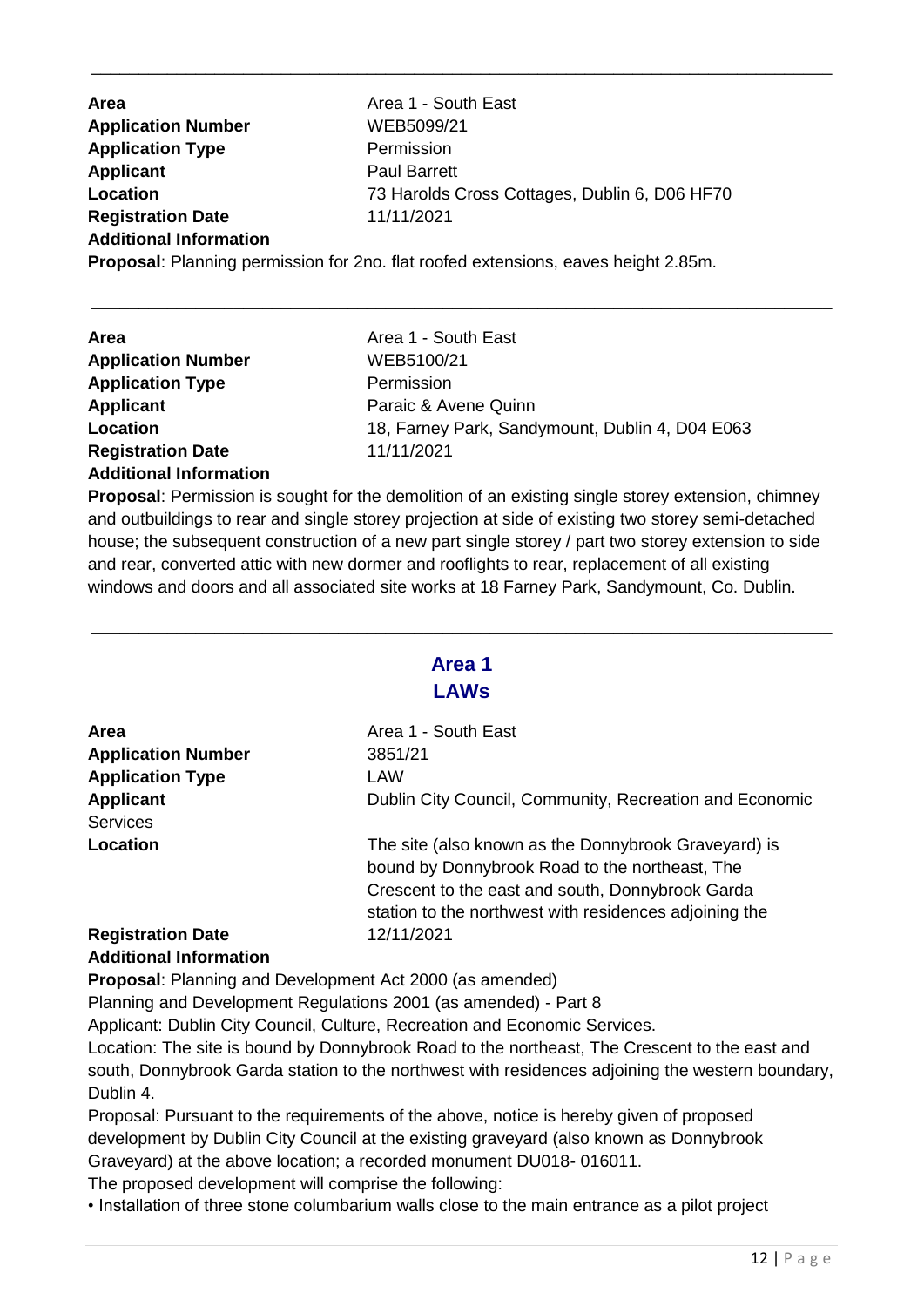---

**Area** Area 1 - South East
**Application Number** WEB5099/21
**Application Type** Permission
**Applicant** Paul Barrett
**Location** 73 Harolds Cross Cottages, Dublin 6, D06 HF70
**Registration Date** 11/11/2021
**Additional Information**
**Proposal**: Planning permission for 2no. flat roofed extensions, eaves height 2.85m.

---

**Area** Area 1 - South East
**Application Number** WEB5100/21
**Application Type** Permission
**Applicant** Paraic & Avene Quinn
**Location** 18, Farney Park, Sandymount, Dublin 4, D04 E063
**Registration Date** 11/11/2021
**Additional Information**
**Proposal**: Permission is sought for the demolition of an existing single storey extension, chimney and outbuildings to rear and single storey projection at side of existing two storey semi-detached house; the subsequent construction of a new part single storey / part two storey extension to side and rear, converted attic with new dormer and rooflights to rear, replacement of all existing windows and doors and all associated site works at 18 Farney Park, Sandymount, Co. Dublin.

---

## Area 1
## LAWs

**Area** Area 1 - South East
**Application Number** 3851/21
**Application Type** LAW
**Applicant** Dublin City Council, Community, Recreation and Economic Services
**Location** The site (also known as the Donnybrook Graveyard) is bound by Donnybrook Road to the northeast, The Crescent to the east and south, Donnybrook Garda station to the northwest with residences adjoining the
**Registration Date** 12/11/2021
**Additional Information**
**Proposal**: Planning and Development Act 2000 (as amended)
Planning and Development Regulations 2001 (as amended) - Part 8
Applicant: Dublin City Council, Culture, Recreation and Economic Services.
Location: The site is bound by Donnybrook Road to the northeast, The Crescent to the east and south, Donnybrook Garda station to the northwest with residences adjoining the western boundary, Dublin 4.
Proposal: Pursuant to the requirements of the above, notice is hereby given of proposed development by Dublin City Council at the existing graveyard (also known as Donnybrook Graveyard) at the above location; a recorded monument DU018- 016011.
The proposed development will comprise the following:
• Installation of three stone columbarium walls close to the main entrance as a pilot project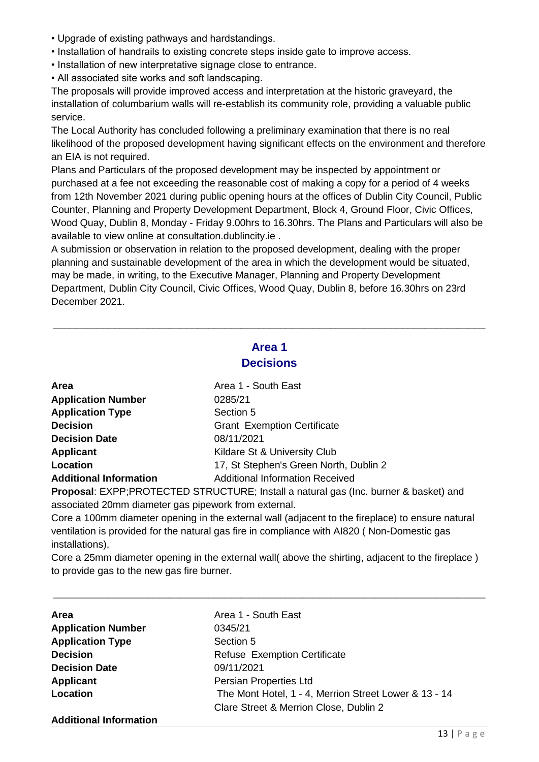- Upgrade of existing pathways and hardstandings.
- Installation of handrails to existing concrete steps inside gate to improve access.
- Installation of new interpretative signage close to entrance.
- All associated site works and soft landscaping.

The proposals will provide improved access and interpretation at the historic graveyard, the installation of columbarium walls will re-establish its community role, providing a valuable public service.

The Local Authority has concluded following a preliminary examination that there is no real likelihood of the proposed development having significant effects on the environment and therefore an EIA is not required.

Plans and Particulars of the proposed development may be inspected by appointment or purchased at a fee not exceeding the reasonable cost of making a copy for a period of 4 weeks from 12th November 2021 during public opening hours at the offices of Dublin City Council, Public Counter, Planning and Property Development Department, Block 4, Ground Floor, Civic Offices, Wood Quay, Dublin 8, Monday - Friday 9.00hrs to 16.30hrs. The Plans and Particulars will also be available to view online at consultation.dublincity.ie .

A submission or observation in relation to the proposed development, dealing with the proper planning and sustainable development of the area in which the development would be situated, may be made, in writing, to the Executive Manager, Planning and Property Development Department, Dublin City Council, Civic Offices, Wood Quay, Dublin 8, before 16.30hrs on 23rd December 2021.

---

## Area 1
## Decisions

| | |
|---|---|
| **Area** | Area 1 - South East |
| **Application Number** | 0285/21 |
| **Application Type** | Section 5 |
| **Decision** | Grant Exemption Certificate |
| **Decision Date** | 08/11/2021 |
| **Applicant** | Kildare St & University Club |
| **Location** | 17, St Stephen's Green North, Dublin 2 |
| **Additional Information** | Additional Information Received |

**Proposal**: EXPP;PROTECTED STRUCTURE; Install a natural gas (Inc. burner & basket) and associated 20mm diameter gas pipework from external.

Core a 100mm diameter opening in the external wall (adjacent to the fireplace) to ensure natural ventilation is provided for the natural gas fire in compliance with AI820 ( Non-Domestic gas installations),

Core a 25mm diameter opening in the external wall( above the shirting, adjacent to the fireplace ) to provide gas to the new gas fire burner.

---

| | |
|---|---|
| **Area** | Area 1 - South East |
| **Application Number** | 0345/21 |
| **Application Type** | Section 5 |
| **Decision** | Refuse Exemption Certificate |
| **Decision Date** | 09/11/2021 |
| **Applicant** | Persian Properties Ltd |
| **Location** | The Mont Hotel, 1 - 4, Merrion Street Lower & 13 - 14 Clare Street & Merrion Close, Dublin 2 |
| **Additional Information** | |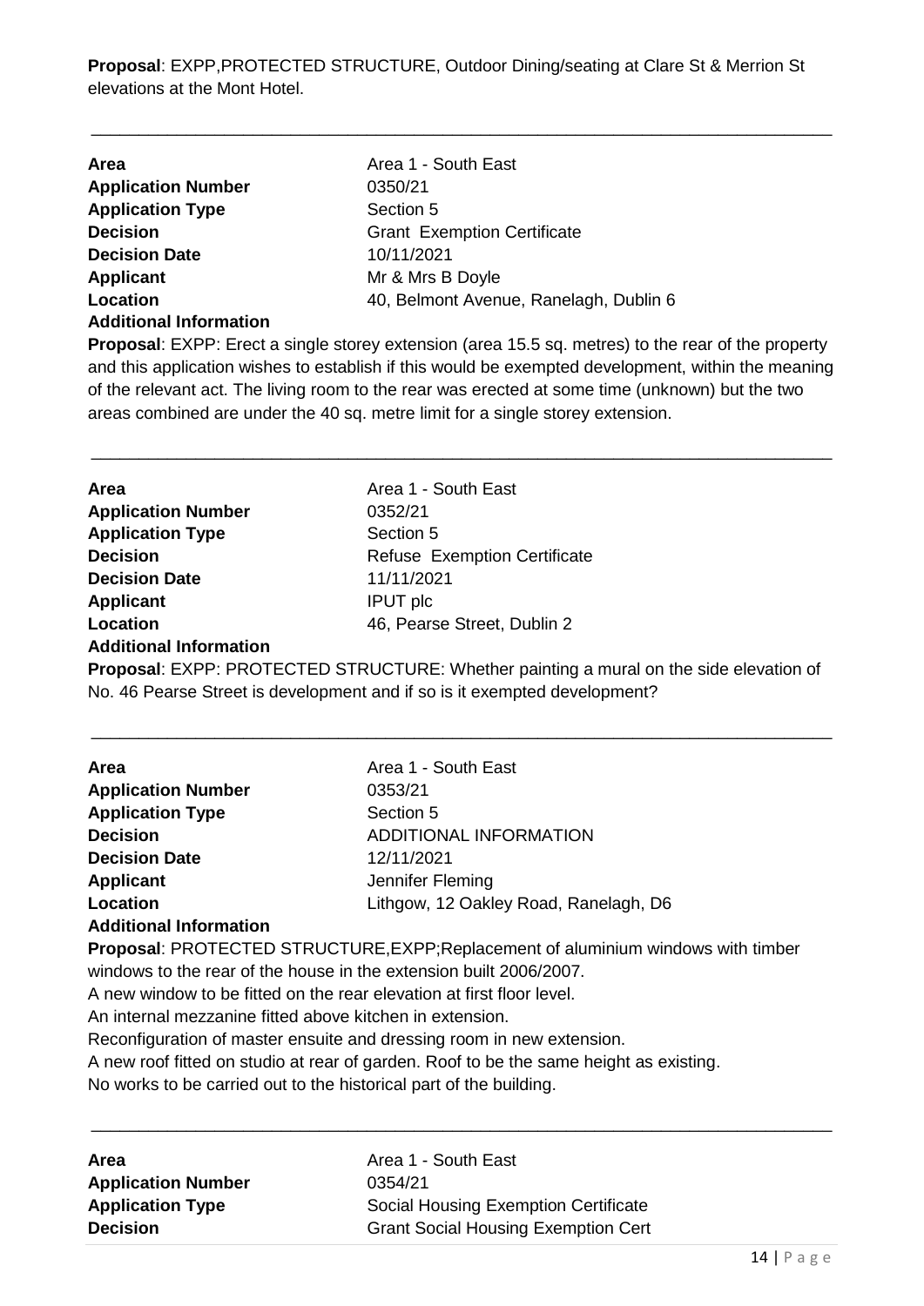**Proposal**: EXPP,PROTECTED STRUCTURE, Outdoor Dining/seating at Clare St & Merrion St elevations at the Mont Hotel.

---

| | |
|---|---|
| **Area** | Area 1 - South East |
| **Application Number** | 0350/21 |
| **Application Type** | Section 5 |
| **Decision** | Grant Exemption Certificate |
| **Decision Date** | 10/11/2021 |
| **Applicant** | Mr & Mrs B Doyle |
| **Location** | 40, Belmont Avenue, Ranelagh, Dublin 6 |

**Additional Information**

**Proposal**: EXPP: Erect a single storey extension (area 15.5 sq. metres) to the rear of the property and this application wishes to establish if this would be exempted development, within the meaning of the relevant act. The living room to the rear was erected at some time (unknown) but the two areas combined are under the 40 sq. metre limit for a single storey extension.

---

| | |
|---|---|
| **Area** | Area 1 - South East |
| **Application Number** | 0352/21 |
| **Application Type** | Section 5 |
| **Decision** | Refuse Exemption Certificate |
| **Decision Date** | 11/11/2021 |
| **Applicant** | IPUT plc |
| **Location** | 46, Pearse Street, Dublin 2 |

**Additional Information**

**Proposal**: EXPP: PROTECTED STRUCTURE: Whether painting a mural on the side elevation of No. 46 Pearse Street is development and if so is it exempted development?

---

| | |
|---|---|
| **Area** | Area 1 - South East |
| **Application Number** | 0353/21 |
| **Application Type** | Section 5 |
| **Decision** | ADDITIONAL INFORMATION |
| **Decision Date** | 12/11/2021 |
| **Applicant** | Jennifer Fleming |
| **Location** | Lithgow, 12 Oakley Road, Ranelagh, D6 |

**Additional Information**

**Proposal**: PROTECTED STRUCTURE,EXPP;Replacement of aluminium windows with timber windows to the rear of the house in the extension built 2006/2007.
A new window to be fitted on the rear elevation at first floor level.
An internal mezzanine fitted above kitchen in extension.
Reconfiguration of master ensuite and dressing room in new extension.
A new roof fitted on studio at rear of garden. Roof to be the same height as existing.
No works to be carried out to the historical part of the building.

---

| | |
|---|---|
| **Area** | Area 1 - South East |
| **Application Number** | 0354/21 |
| **Application Type** | Social Housing Exemption Certificate |
| **Decision** | Grant Social Housing Exemption Cert |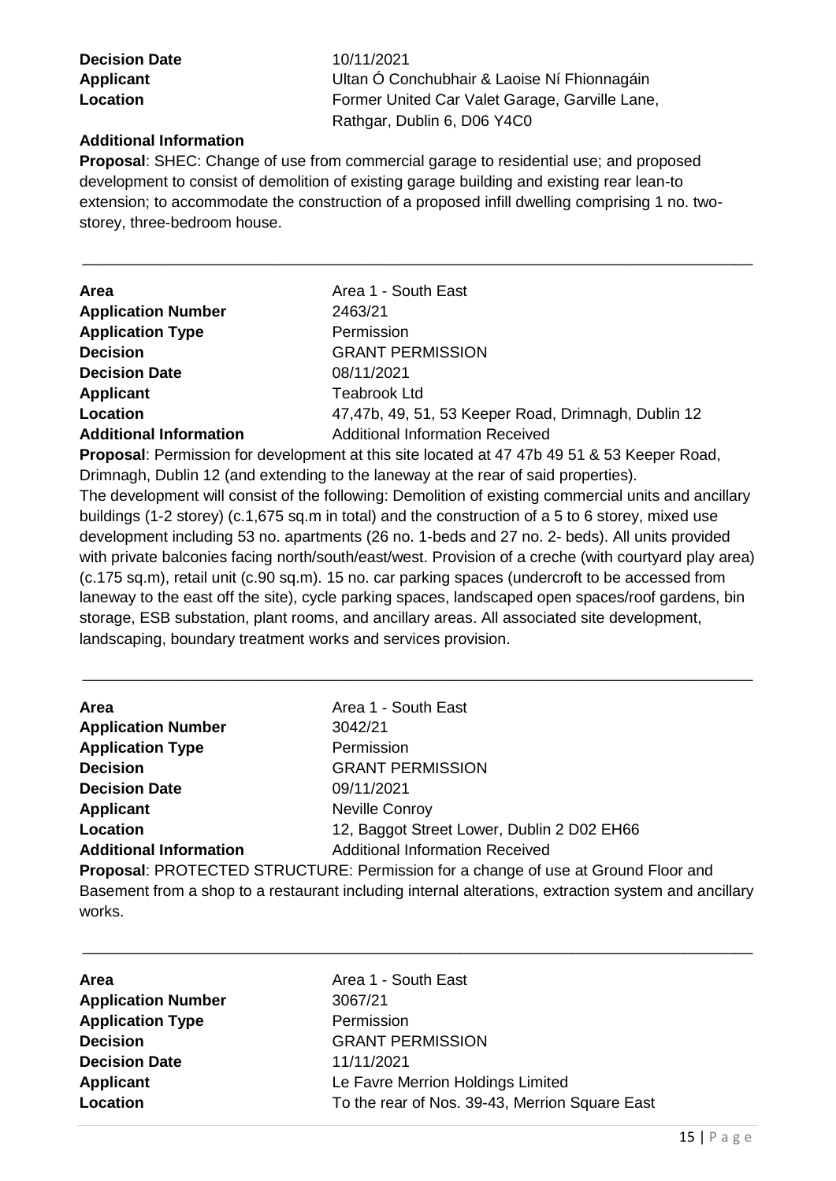**Decision Date** 10/11/2021
**Applicant** Ultan Ó Conchubhair & Laoise Ní Fhionnagáin
**Location** Former United Car Valet Garage, Garville Lane, Rathgar, Dublin 6, D06 Y4C0
**Additional Information**

**Proposal**: SHEC: Change of use from commercial garage to residential use; and proposed development to consist of demolition of existing garage building and existing rear lean-to extension; to accommodate the construction of a proposed infill dwelling comprising 1 no. two-storey, three-bedroom house.

---

**Area** Area 1 - South East
**Application Number** 2463/21
**Application Type** Permission
**Decision** GRANT PERMISSION
**Decision Date** 08/11/2021
**Applicant** Teabrook Ltd
**Location** 47,47b, 49, 51, 53 Keeper Road, Drimnagh, Dublin 12
**Additional Information** Additional Information Received

**Proposal**: Permission for development at this site located at 47 47b 49 51 & 53 Keeper Road, Drimnagh, Dublin 12 (and extending to the laneway at the rear of said properties).
The development will consist of the following: Demolition of existing commercial units and ancillary buildings (1-2 storey) (c.1,675 sq.m in total) and the construction of a 5 to 6 storey, mixed use development including 53 no. apartments (26 no. 1-beds and 27 no. 2- beds). All units provided with private balconies facing north/south/east/west. Provision of a creche (with courtyard play area) (c.175 sq.m), retail unit (c.90 sq.m). 15 no. car parking spaces (undercroft to be accessed from laneway to the east off the site), cycle parking spaces, landscaped open spaces/roof gardens, bin storage, ESB substation, plant rooms, and ancillary areas. All associated site development, landscaping, boundary treatment works and services provision.

---

**Area** Area 1 - South East
**Application Number** 3042/21
**Application Type** Permission
**Decision** GRANT PERMISSION
**Decision Date** 09/11/2021
**Applicant** Neville Conroy
**Location** 12, Baggot Street Lower, Dublin 2 D02 EH66
**Additional Information** Additional Information Received

**Proposal**: PROTECTED STRUCTURE: Permission for a change of use at Ground Floor and Basement from a shop to a restaurant including internal alterations, extraction system and ancillary works.

---

**Area** Area 1 - South East
**Application Number** 3067/21
**Application Type** Permission
**Decision** GRANT PERMISSION
**Decision Date** 11/11/2021
**Applicant** Le Favre Merrion Holdings Limited
**Location** To the rear of Nos. 39-43, Merrion Square East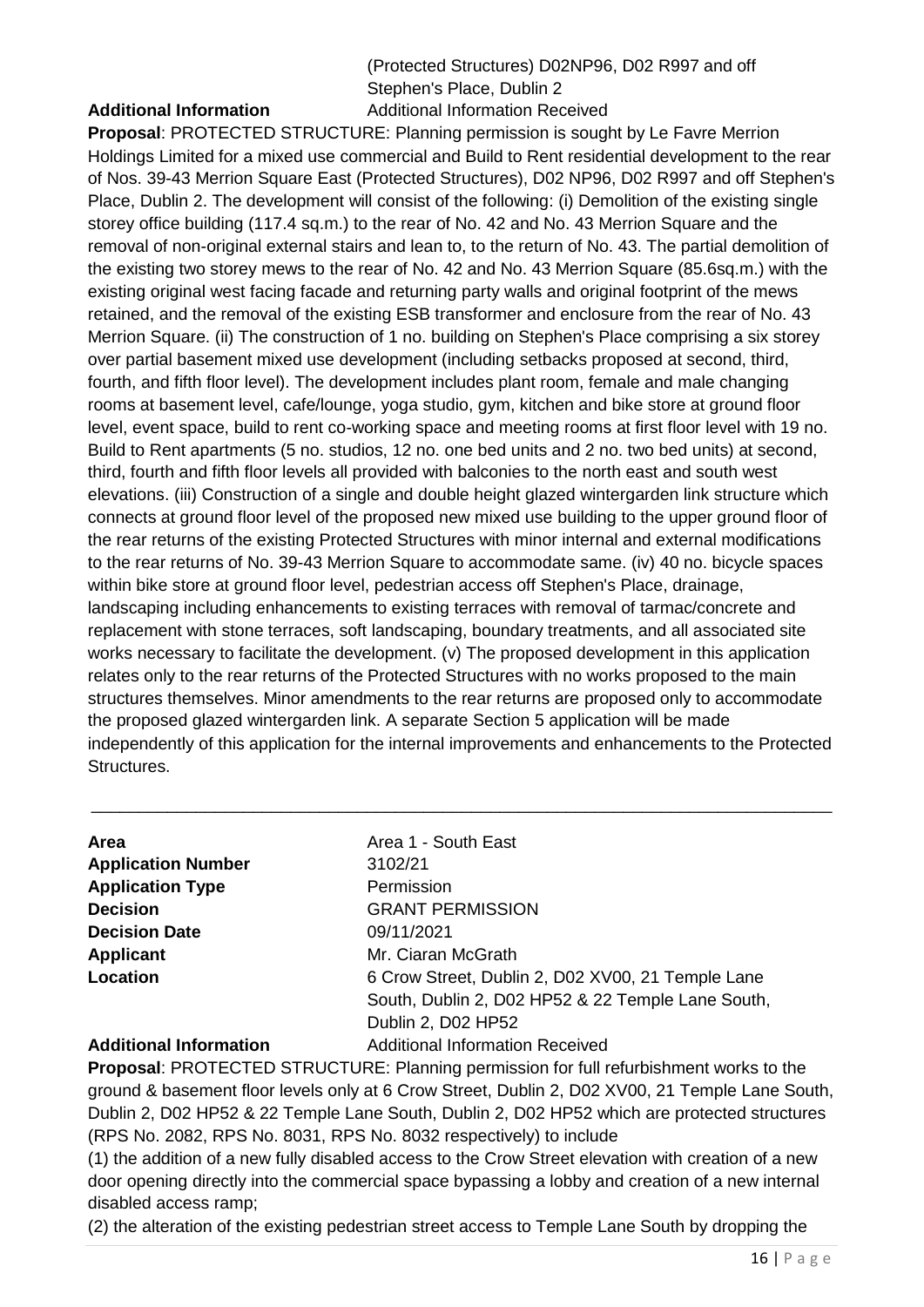(Protected Structures) D02NP96, D02 R997 and off Stephen's Place, Dublin 2

**Additional Information** Additional Information Received

**Proposal**: PROTECTED STRUCTURE: Planning permission is sought by Le Favre Merrion Holdings Limited for a mixed use commercial and Build to Rent residential development to the rear of Nos. 39-43 Merrion Square East (Protected Structures), D02 NP96, D02 R997 and off Stephen's Place, Dublin 2. The development will consist of the following: (i) Demolition of the existing single storey office building (117.4 sq.m.) to the rear of No. 42 and No. 43 Merrion Square and the removal of non-original external stairs and lean to, to the return of No. 43. The partial demolition of the existing two storey mews to the rear of No. 42 and No. 43 Merrion Square (85.6sq.m.) with the existing original west facing facade and returning party walls and original footprint of the mews retained, and the removal of the existing ESB transformer and enclosure from the rear of No. 43 Merrion Square. (ii) The construction of 1 no. building on Stephen's Place comprising a six storey over partial basement mixed use development (including setbacks proposed at second, third, fourth, and fifth floor level). The development includes plant room, female and male changing rooms at basement level, cafe/lounge, yoga studio, gym, kitchen and bike store at ground floor level, event space, build to rent co-working space and meeting rooms at first floor level with 19 no. Build to Rent apartments (5 no. studios, 12 no. one bed units and 2 no. two bed units) at second, third, fourth and fifth floor levels all provided with balconies to the north east and south west elevations. (iii) Construction of a single and double height glazed wintergarden link structure which connects at ground floor level of the proposed new mixed use building to the upper ground floor of the rear returns of the existing Protected Structures with minor internal and external modifications to the rear returns of No. 39-43 Merrion Square to accommodate same. (iv) 40 no. bicycle spaces within bike store at ground floor level, pedestrian access off Stephen's Place, drainage, landscaping including enhancements to existing terraces with removal of tarmac/concrete and replacement with stone terraces, soft landscaping, boundary treatments, and all associated site works necessary to facilitate the development. (v) The proposed development in this application relates only to the rear returns of the Protected Structures with no works proposed to the main structures themselves. Minor amendments to the rear returns are proposed only to accommodate the proposed glazed wintergarden link. A separate Section 5 application will be made independently of this application for the internal improvements and enhancements to the Protected Structures.

---

**Area** Area 1 - South East
**Application Number** 3102/21
**Application Type** Permission
**Decision** GRANT PERMISSION
**Decision Date** 09/11/2021
**Applicant** Mr. Ciaran McGrath
**Location** 6 Crow Street, Dublin 2, D02 XV00, 21 Temple Lane South, Dublin 2, D02 HP52 & 22 Temple Lane South, Dublin 2, D02 HP52
**Additional Information** Additional Information Received

**Proposal**: PROTECTED STRUCTURE: Planning permission for full refurbishment works to the ground & basement floor levels only at 6 Crow Street, Dublin 2, D02 XV00, 21 Temple Lane South, Dublin 2, D02 HP52 & 22 Temple Lane South, Dublin 2, D02 HP52 which are protected structures (RPS No. 2082, RPS No. 8031, RPS No. 8032 respectively) to include

(1) the addition of a new fully disabled access to the Crow Street elevation with creation of a new door opening directly into the commercial space bypassing a lobby and creation of a new internal disabled access ramp;

(2) the alteration of the existing pedestrian street access to Temple Lane South by dropping the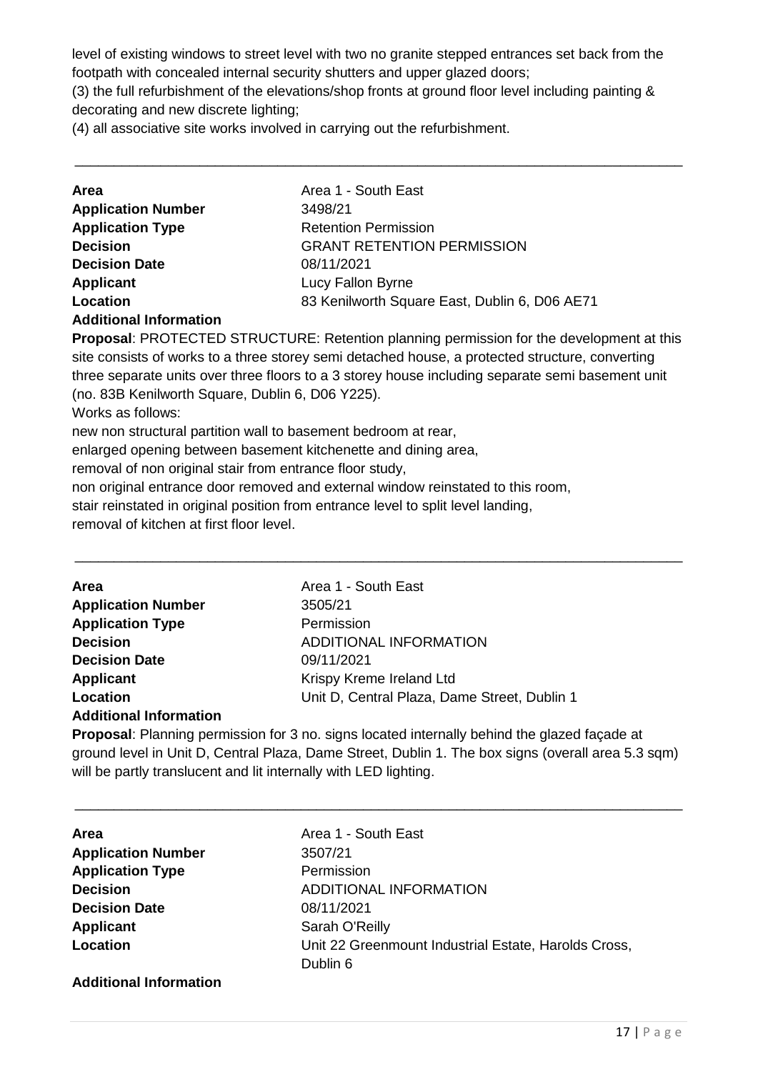level of existing windows to street level with two no granite stepped entrances set back from the footpath with concealed internal security shutters and upper glazed doors;
(3) the full refurbishment of the elevations/shop fronts at ground floor level including painting & decorating and new discrete lighting;
(4) all associative site works involved in carrying out the refurbishment.

---

| | |
|---|---|
| **Area** | Area 1 - South East |
| **Application Number** | 3498/21 |
| **Application Type** | Retention Permission |
| **Decision** | GRANT RETENTION PERMISSION |
| **Decision Date** | 08/11/2021 |
| **Applicant** | Lucy Fallon Byrne |
| **Location** | 83 Kenilworth Square East, Dublin 6, D06 AE71 |

**Additional Information**

**Proposal**: PROTECTED STRUCTURE: Retention planning permission for the development at this site consists of works to a three storey semi detached house, a protected structure, converting three separate units over three floors to a 3 storey house including separate semi basement unit (no. 83B Kenilworth Square, Dublin 6, D06 Y225).
Works as follows:
new non structural partition wall to basement bedroom at rear,
enlarged opening between basement kitchenette and dining area,
removal of non original stair from entrance floor study,
non original entrance door removed and external window reinstated to this room,
stair reinstated in original position from entrance level to split level landing,
removal of kitchen at first floor level.

---

| | |
|---|---|
| **Area** | Area 1 - South East |
| **Application Number** | 3505/21 |
| **Application Type** | Permission |
| **Decision** | ADDITIONAL INFORMATION |
| **Decision Date** | 09/11/2021 |
| **Applicant** | Krispy Kreme Ireland Ltd |
| **Location** | Unit D, Central Plaza, Dame Street, Dublin 1 |

**Additional Information**

**Proposal**: Planning permission for 3 no. signs located internally behind the glazed façade at ground level in Unit D, Central Plaza, Dame Street, Dublin 1. The box signs (overall area 5.3 sqm) will be partly translucent and lit internally with LED lighting.

---

| | |
|---|---|
| **Area** | Area 1 - South East |
| **Application Number** | 3507/21 |
| **Application Type** | Permission |
| **Decision** | ADDITIONAL INFORMATION |
| **Decision Date** | 08/11/2021 |
| **Applicant** | Sarah O'Reilly |
| **Location** | Unit 22 Greenmount Industrial Estate, Harolds Cross, Dublin 6 |

**Additional Information**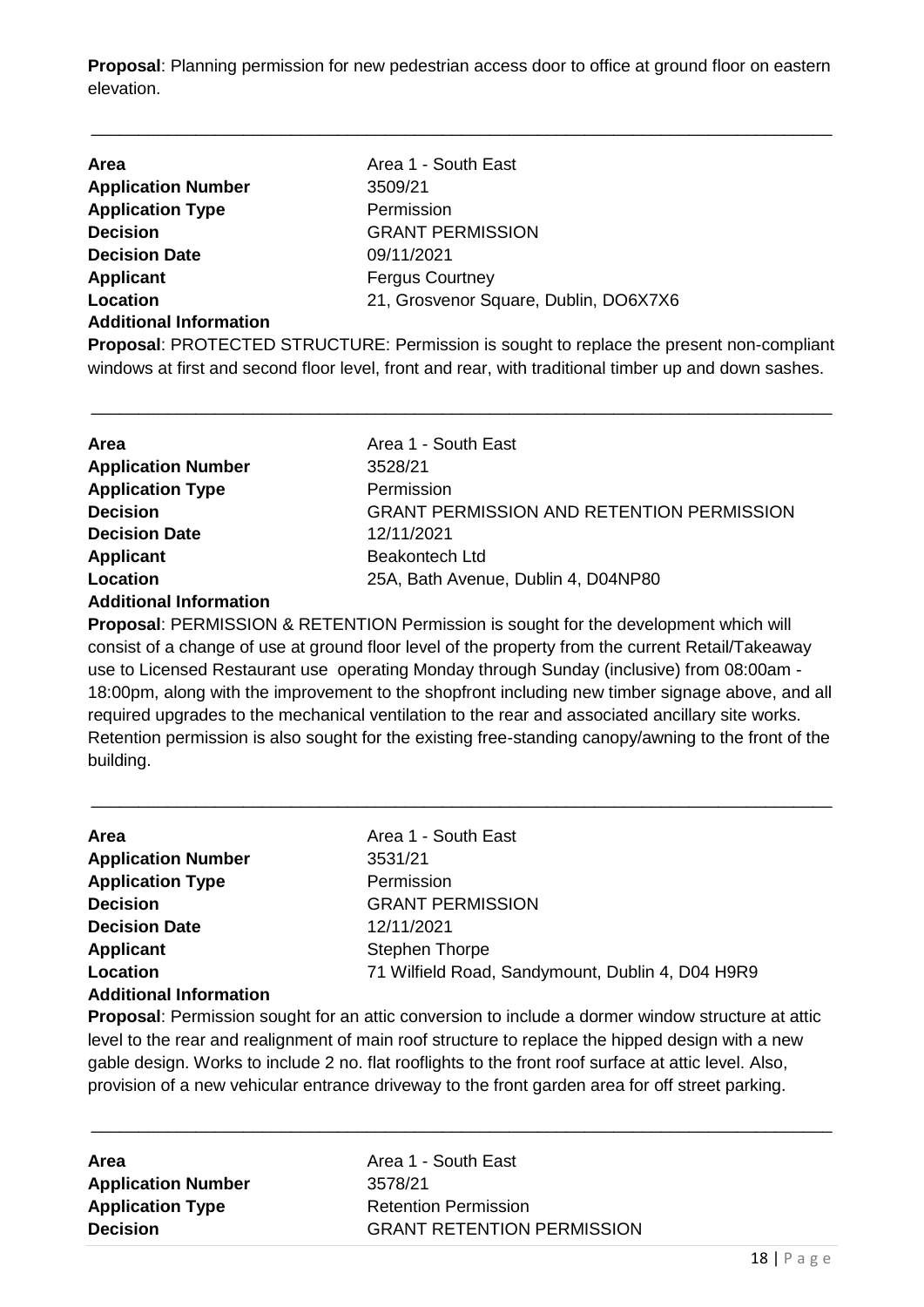**Proposal**: Planning permission for new pedestrian access door to office at ground floor on eastern elevation.

---

| | |
|---|---|
| **Area** | Area 1 - South East |
| **Application Number** | 3509/21 |
| **Application Type** | Permission |
| **Decision** | GRANT PERMISSION |
| **Decision Date** | 09/11/2021 |
| **Applicant** | Fergus Courtney |
| **Location** | 21, Grosvenor Square, Dublin, DO6X7X6 |

**Additional Information**

**Proposal**: PROTECTED STRUCTURE: Permission is sought to replace the present non-compliant windows at first and second floor level, front and rear, with traditional timber up and down sashes.

---

| | |
|---|---|
| **Area** | Area 1 - South East |
| **Application Number** | 3528/21 |
| **Application Type** | Permission |
| **Decision** | GRANT PERMISSION AND RETENTION PERMISSION |
| **Decision Date** | 12/11/2021 |
| **Applicant** | Beakontech Ltd |
| **Location** | 25A, Bath Avenue, Dublin 4, D04NP80 |

**Additional Information**

**Proposal**: PERMISSION & RETENTION Permission is sought for the development which will consist of a change of use at ground floor level of the property from the current Retail/Takeaway use to Licensed Restaurant use operating Monday through Sunday (inclusive) from 08:00am - 18:00pm, along with the improvement to the shopfront including new timber signage above, and all required upgrades to the mechanical ventilation to the rear and associated ancillary site works. Retention permission is also sought for the existing free-standing canopy/awning to the front of the building.

---

| | |
|---|---|
| **Area** | Area 1 - South East |
| **Application Number** | 3531/21 |
| **Application Type** | Permission |
| **Decision** | GRANT PERMISSION |
| **Decision Date** | 12/11/2021 |
| **Applicant** | Stephen Thorpe |
| **Location** | 71 Wilfield Road, Sandymount, Dublin 4, D04 H9R9 |

**Additional Information**

**Proposal**: Permission sought for an attic conversion to include a dormer window structure at attic level to the rear and realignment of main roof structure to replace the hipped design with a new gable design. Works to include 2 no. flat rooflights to the front roof surface at attic level. Also, provision of a new vehicular entrance driveway to the front garden area for off street parking.

---

| | |
|---|---|
| **Area** | Area 1 - South East |
| **Application Number** | 3578/21 |
| **Application Type** | Retention Permission |
| **Decision** | GRANT RETENTION PERMISSION |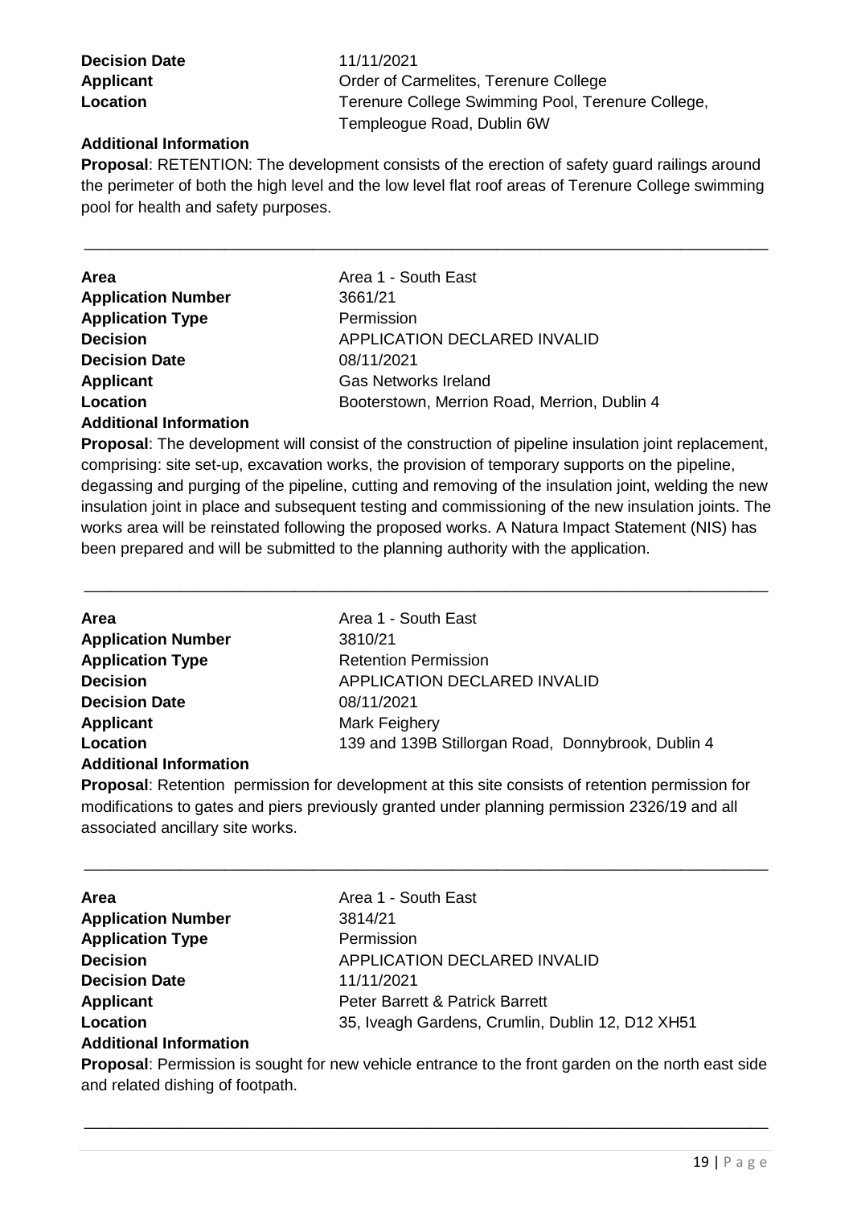**Decision Date** 11/11/2021
**Applicant** Order of Carmelites, Terenure College
**Location** Terenure College Swimming Pool, Terenure College, Templeogue Road, Dublin 6W

**Additional Information**

**Proposal**: RETENTION: The development consists of the erection of safety guard railings around the perimeter of both the high level and the low level flat roof areas of Terenure College swimming pool for health and safety purposes.

---

**Area** Area 1 - South East
**Application Number** 3661/21
**Application Type** Permission
**Decision** APPLICATION DECLARED INVALID
**Decision Date** 08/11/2021
**Applicant** Gas Networks Ireland
**Location** Booterstown, Merrion Road, Merrion, Dublin 4

**Additional Information**

**Proposal**: The development will consist of the construction of pipeline insulation joint replacement, comprising: site set-up, excavation works, the provision of temporary supports on the pipeline, degassing and purging of the pipeline, cutting and removing of the insulation joint, welding the new insulation joint in place and subsequent testing and commissioning of the new insulation joints. The works area will be reinstated following the proposed works. A Natura Impact Statement (NIS) has been prepared and will be submitted to the planning authority with the application.

---

**Area** Area 1 - South East
**Application Number** 3810/21
**Application Type** Retention Permission
**Decision** APPLICATION DECLARED INVALID
**Decision Date** 08/11/2021
**Applicant** Mark Feighery
**Location** 139 and 139B Stillorgan Road, Donnybrook, Dublin 4

**Additional Information**

**Proposal**: Retention permission for development at this site consists of retention permission for modifications to gates and piers previously granted under planning permission 2326/19 and all associated ancillary site works.

---

**Area** Area 1 - South East
**Application Number** 3814/21
**Application Type** Permission
**Decision** APPLICATION DECLARED INVALID
**Decision Date** 11/11/2021
**Applicant** Peter Barrett & Patrick Barrett
**Location** 35, Iveagh Gardens, Crumlin, Dublin 12, D12 XH51

**Additional Information**

**Proposal**: Permission is sought for new vehicle entrance to the front garden on the north east side and related dishing of footpath.

---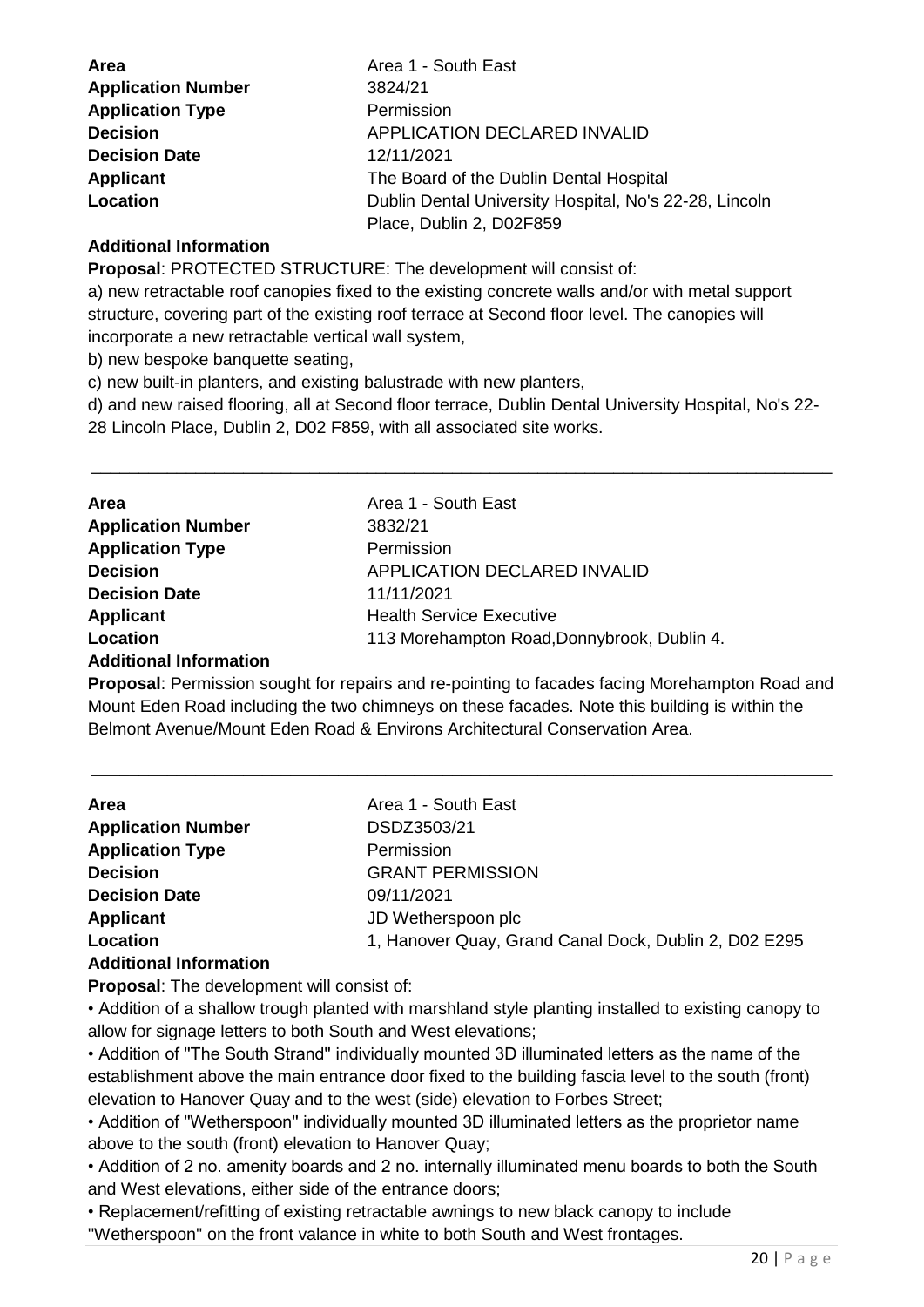| | |
|---|---|
| **Area** | Area 1 - South East |
| **Application Number** | 3824/21 |
| **Application Type** | Permission |
| **Decision** | APPLICATION DECLARED INVALID |
| **Decision Date** | 12/11/2021 |
| **Applicant** | The Board of the Dublin Dental Hospital |
| **Location** | Dublin Dental University Hospital, No's 22-28, Lincoln Place, Dublin 2, D02F859 |

**Additional Information**

**Proposal**: PROTECTED STRUCTURE: The development will consist of:

a) new retractable roof canopies fixed to the existing concrete walls and/or with metal support structure, covering part of the existing roof terrace at Second floor level. The canopies will incorporate a new retractable vertical wall system,

b) new bespoke banquette seating,

c) new built-in planters, and existing balustrade with new planters,

d) and new raised flooring, all at Second floor terrace, Dublin Dental University Hospital, No's 22-28 Lincoln Place, Dublin 2, D02 F859, with all associated site works.

---

| | |
|---|---|
| **Area** | Area 1 - South East |
| **Application Number** | 3832/21 |
| **Application Type** | Permission |
| **Decision** | APPLICATION DECLARED INVALID |
| **Decision Date** | 11/11/2021 |
| **Applicant** | Health Service Executive |
| **Location** | 113 Morehampton Road,Donnybrook, Dublin 4. |

**Additional Information**

**Proposal**: Permission sought for repairs and re-pointing to facades facing Morehampton Road and Mount Eden Road including the two chimneys on these facades. Note this building is within the Belmont Avenue/Mount Eden Road & Environs Architectural Conservation Area.

---

| | |
|---|---|
| **Area** | Area 1 - South East |
| **Application Number** | DSDZ3503/21 |
| **Application Type** | Permission |
| **Decision** | GRANT PERMISSION |
| **Decision Date** | 09/11/2021 |
| **Applicant** | JD Wetherspoon plc |
| **Location** | 1, Hanover Quay, Grand Canal Dock, Dublin 2, D02 E295 |

**Additional Information**

**Proposal**: The development will consist of:

- Addition of a shallow trough planted with marshland style planting installed to existing canopy to allow for signage letters to both South and West elevations;
- Addition of "The South Strand" individually mounted 3D illuminated letters as the name of the establishment above the main entrance door fixed to the building fascia level to the south (front) elevation to Hanover Quay and to the west (side) elevation to Forbes Street;
- Addition of "Wetherspoon" individually mounted 3D illuminated letters as the proprietor name above to the south (front) elevation to Hanover Quay;
- Addition of 2 no. amenity boards and 2 no. internally illuminated menu boards to both the South and West elevations, either side of the entrance doors;
- Replacement/refitting of existing retractable awnings to new black canopy to include "Wetherspoon" on the front valance in white to both South and West frontages.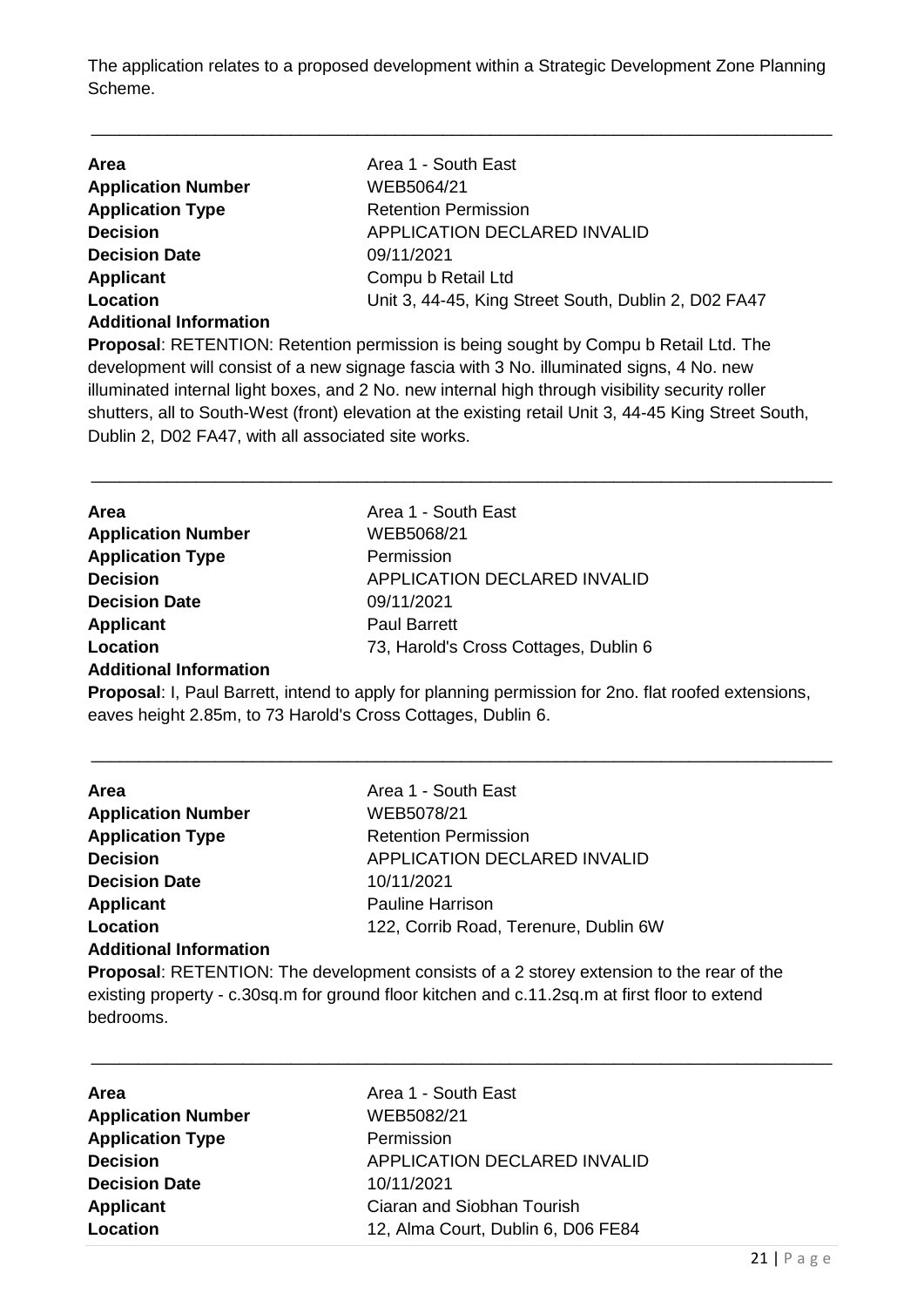The application relates to a proposed development within a Strategic Development Zone Planning Scheme.

---

**Area** Area 1 - South East
**Application Number** WEB5064/21
**Application Type** Retention Permission
**Decision** APPLICATION DECLARED INVALID
**Decision Date** 09/11/2021
**Applicant** Compu b Retail Ltd
**Location** Unit 3, 44-45, King Street South, Dublin 2, D02 FA47
**Additional Information**
**Proposal**: RETENTION: Retention permission is being sought by Compu b Retail Ltd. The development will consist of a new signage fascia with 3 No. illuminated signs, 4 No. new illuminated internal light boxes, and 2 No. new internal high through visibility security roller shutters, all to South-West (front) elevation at the existing retail Unit 3, 44-45 King Street South, Dublin 2, D02 FA47, with all associated site works.

---

**Area** Area 1 - South East
**Application Number** WEB5068/21
**Application Type** Permission
**Decision** APPLICATION DECLARED INVALID
**Decision Date** 09/11/2021
**Applicant** Paul Barrett
**Location** 73, Harold's Cross Cottages, Dublin 6
**Additional Information**
**Proposal**: I, Paul Barrett, intend to apply for planning permission for 2no. flat roofed extensions, eaves height 2.85m, to 73 Harold's Cross Cottages, Dublin 6.

---

**Area** Area 1 - South East
**Application Number** WEB5078/21
**Application Type** Retention Permission
**Decision** APPLICATION DECLARED INVALID
**Decision Date** 10/11/2021
**Applicant** Pauline Harrison
**Location** 122, Corrib Road, Terenure, Dublin 6W
**Additional Information**
**Proposal**: RETENTION: The development consists of a 2 storey extension to the rear of the existing property - c.30sq.m for ground floor kitchen and c.11.2sq.m at first floor to extend bedrooms.

---

**Area** Area 1 - South East
**Application Number** WEB5082/21
**Application Type** Permission
**Decision** APPLICATION DECLARED INVALID
**Decision Date** 10/11/2021
**Applicant** Ciaran and Siobhan Tourish
**Location** 12, Alma Court, Dublin 6, D06 FE84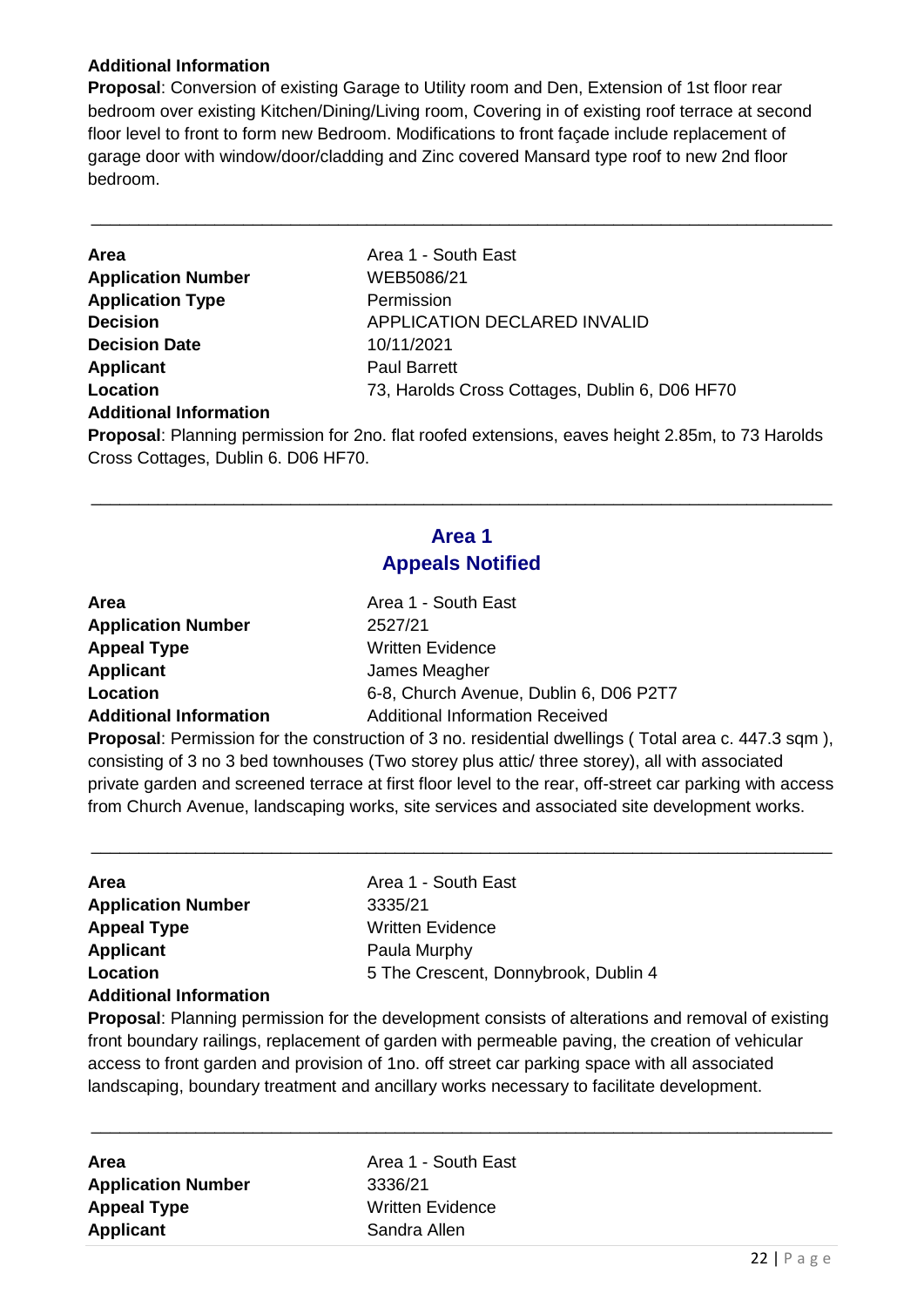**Additional Information**

**Proposal**: Conversion of existing Garage to Utility room and Den, Extension of 1st floor rear bedroom over existing Kitchen/Dining/Living room, Covering in of existing roof terrace at second floor level to front to form new Bedroom. Modifications to front façade include replacement of garage door with window/door/cladding and Zinc covered Mansard type roof to new 2nd floor bedroom.

---

**Area** Area 1 - South East
**Application Number** WEB5086/21
**Application Type** Permission
**Decision** APPLICATION DECLARED INVALID
**Decision Date** 10/11/2021
**Applicant** Paul Barrett
**Location** 73, Harolds Cross Cottages, Dublin 6, D06 HF70
**Additional Information**

**Proposal**: Planning permission for 2no. flat roofed extensions, eaves height 2.85m, to 73 Harolds Cross Cottages, Dublin 6. D06 HF70.

---

## Area 1
## Appeals Notified

**Area** Area 1 - South East
**Application Number** 2527/21
**Appeal Type** Written Evidence
**Applicant** James Meagher
**Location** 6-8, Church Avenue, Dublin 6, D06 P2T7
**Additional Information** Additional Information Received

**Proposal**: Permission for the construction of 3 no. residential dwellings ( Total area c. 447.3 sqm ), consisting of 3 no 3 bed townhouses (Two storey plus attic/ three storey), all with associated private garden and screened terrace at first floor level to the rear, off-street car parking with access from Church Avenue, landscaping works, site services and associated site development works.

---

**Area** Area 1 - South East
**Application Number** 3335/21
**Appeal Type** Written Evidence
**Applicant** Paula Murphy
**Location** 5 The Crescent, Donnybrook, Dublin 4
**Additional Information**

**Proposal**: Planning permission for the development consists of alterations and removal of existing front boundary railings, replacement of garden with permeable paving, the creation of vehicular access to front garden and provision of 1no. off street car parking space with all associated landscaping, boundary treatment and ancillary works necessary to facilitate development.

---

**Area** Area 1 - South East
**Application Number** 3336/21
**Appeal Type** Written Evidence
**Applicant** Sandra Allen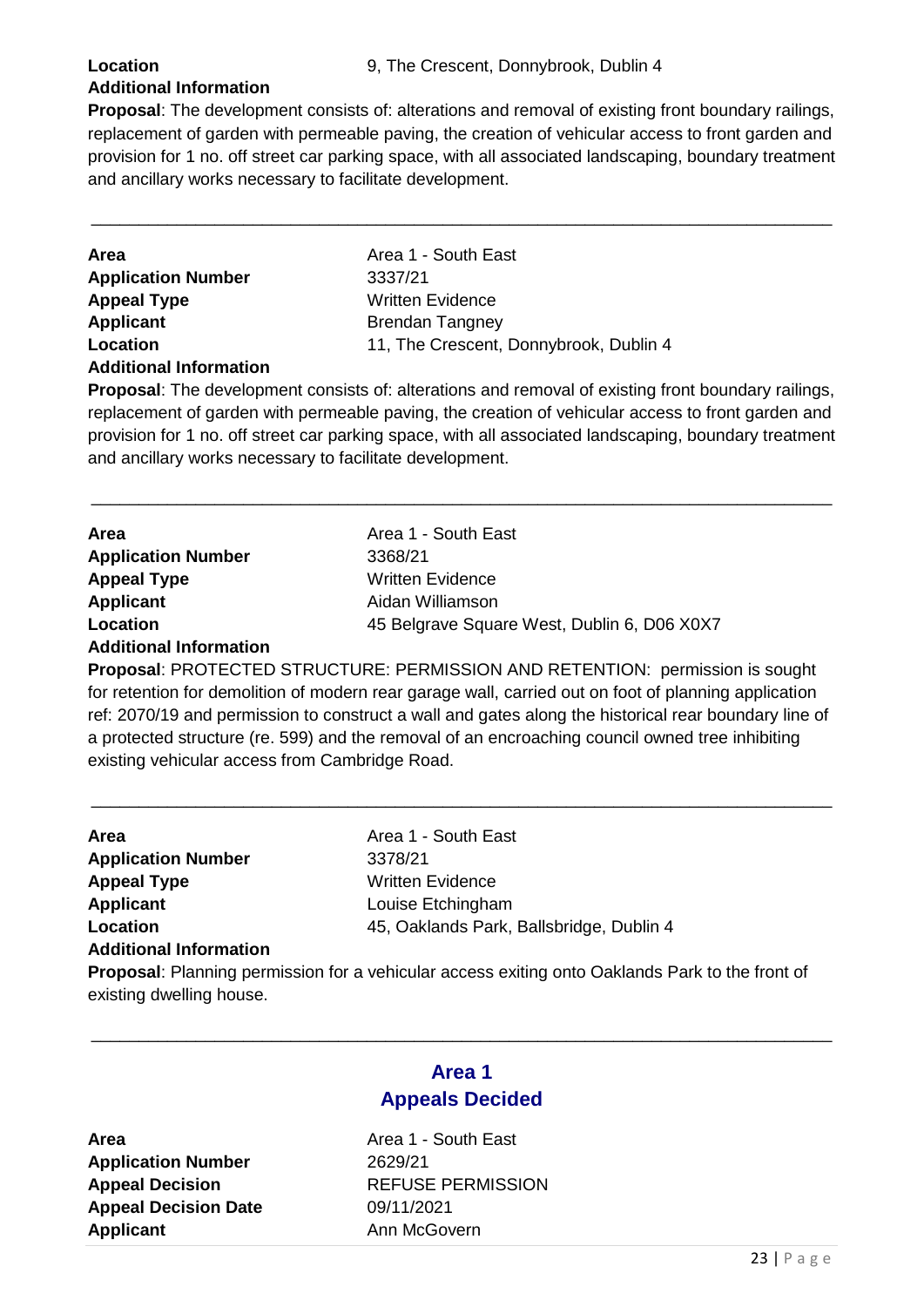**Location** 9, The Crescent, Donnybrook, Dublin 4

**Additional Information**

**Proposal**: The development consists of: alterations and removal of existing front boundary railings, replacement of garden with permeable paving, the creation of vehicular access to front garden and provision for 1 no. off street car parking space, with all associated landscaping, boundary treatment and ancillary works necessary to facilitate development.

---

**Area** Area 1 - South East
**Application Number** 3337/21
**Appeal Type** Written Evidence
**Applicant** Brendan Tangney
**Location** 11, The Crescent, Donnybrook, Dublin 4

**Additional Information**

**Proposal**: The development consists of: alterations and removal of existing front boundary railings, replacement of garden with permeable paving, the creation of vehicular access to front garden and provision for 1 no. off street car parking space, with all associated landscaping, boundary treatment and ancillary works necessary to facilitate development.

---

**Area** Area 1 - South East
**Application Number** 3368/21
**Appeal Type** Written Evidence
**Applicant** Aidan Williamson
**Location** 45 Belgrave Square West, Dublin 6, D06 X0X7

**Additional Information**

**Proposal**: PROTECTED STRUCTURE: PERMISSION AND RETENTION: permission is sought for retention for demolition of modern rear garage wall, carried out on foot of planning application ref: 2070/19 and permission to construct a wall and gates along the historical rear boundary line of a protected structure (re. 599) and the removal of an encroaching council owned tree inhibiting existing vehicular access from Cambridge Road.

---

**Area** Area 1 - South East
**Application Number** 3378/21
**Appeal Type** Written Evidence
**Applicant** Louise Etchingham
**Location** 45, Oaklands Park, Ballsbridge, Dublin 4

**Additional Information**

**Proposal**: Planning permission for a vehicular access exiting onto Oaklands Park to the front of existing dwelling house.

---

## Area 1
## Appeals Decided

**Area** Area 1 - South East
**Application Number** 2629/21
**Appeal Decision** REFUSE PERMISSION
**Appeal Decision Date** 09/11/2021
**Applicant** Ann McGovern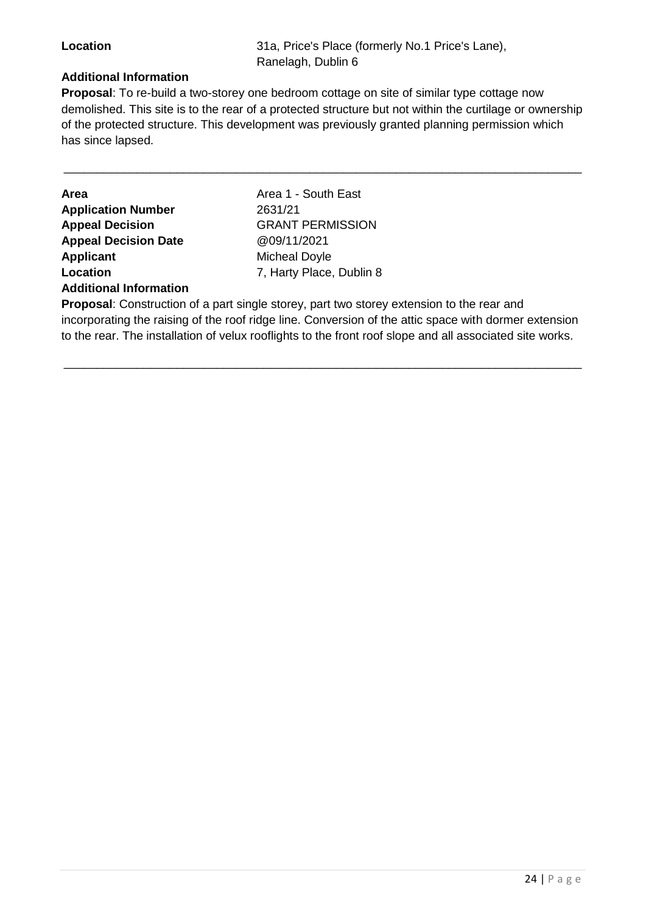**Location** 31a, Price's Place (formerly No.1 Price's Lane), Ranelagh, Dublin 6

**Additional Information**

**Proposal**: To re-build a two-storey one bedroom cottage on site of similar type cottage now demolished. This site is to the rear of a protected structure but not within the curtilage or ownership of the protected structure. This development was previously granted planning permission which has since lapsed.

---

**Area** Area 1 - South East
**Application Number** 2631/21
**Appeal Decision** GRANT PERMISSION
**Appeal Decision Date** @09/11/2021
**Applicant** Micheal Doyle
**Location** 7, Harty Place, Dublin 8

**Additional Information**

**Proposal**: Construction of a part single storey, part two storey extension to the rear and incorporating the raising of the roof ridge line. Conversion of the attic space with dormer extension to the rear. The installation of velux rooflights to the front roof slope and all associated site works.

---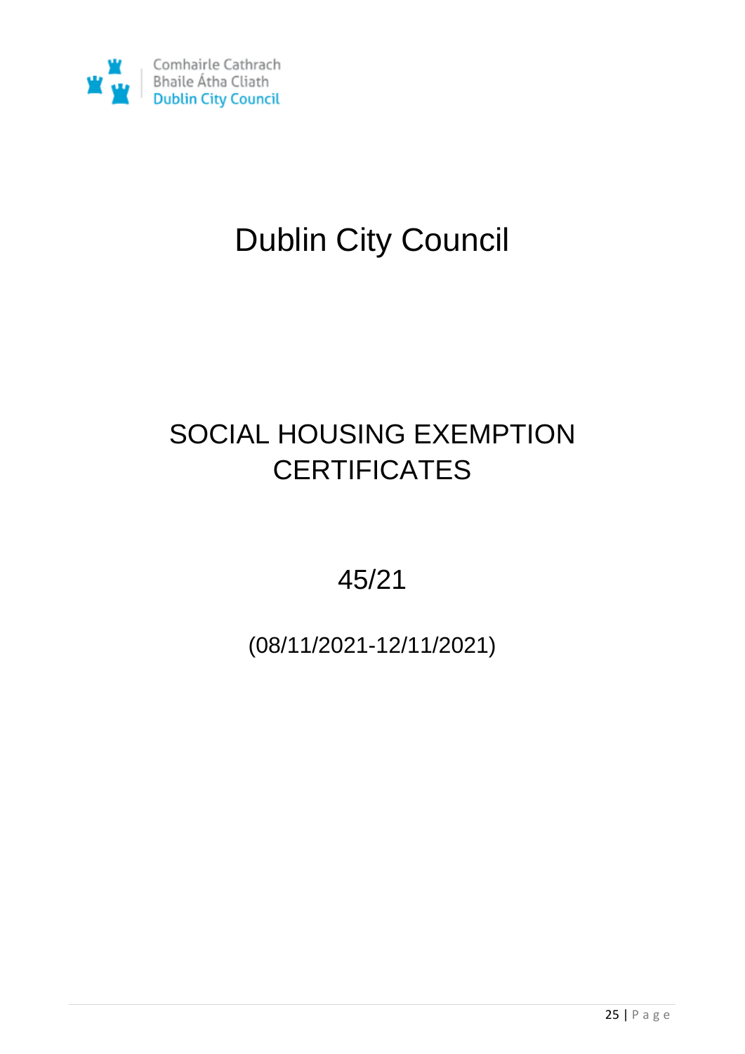Comhairle Cathrach Bhaile Átha Cliath
Dublin City Council

# Dublin City Council

## SOCIAL HOUSING EXEMPTION CERTIFICATES

### 45/21

(08/11/2021-12/11/2021)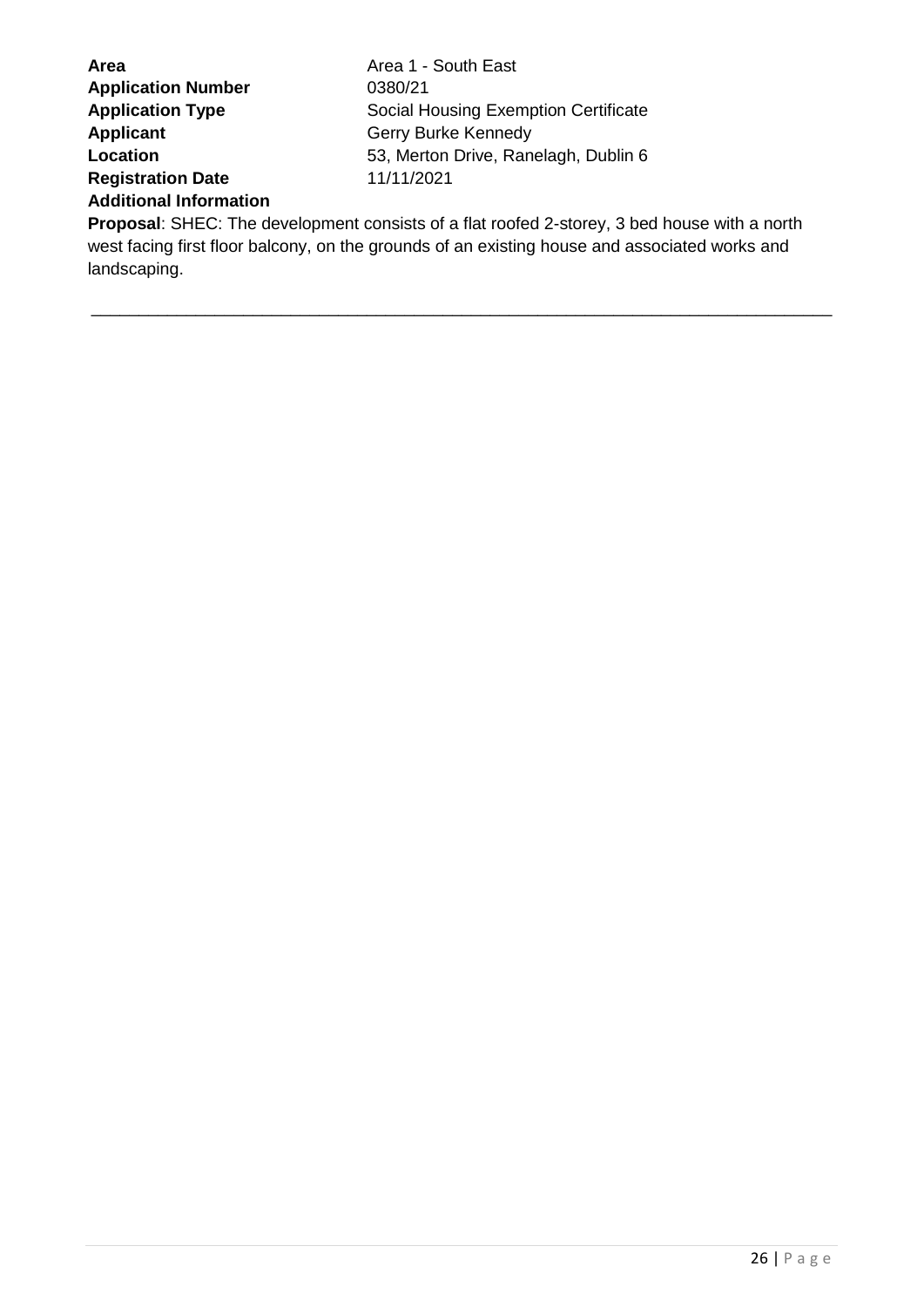**Area** Area 1 - South East
**Application Number** 0380/21
**Application Type** Social Housing Exemption Certificate
**Applicant** Gerry Burke Kennedy
**Location** 53, Merton Drive, Ranelagh, Dublin 6
**Registration Date** 11/11/2021
**Additional Information**

**Proposal**: SHEC: The development consists of a flat roofed 2-storey, 3 bed house with a north west facing first floor balcony, on the grounds of an existing house and associated works and landscaping.

---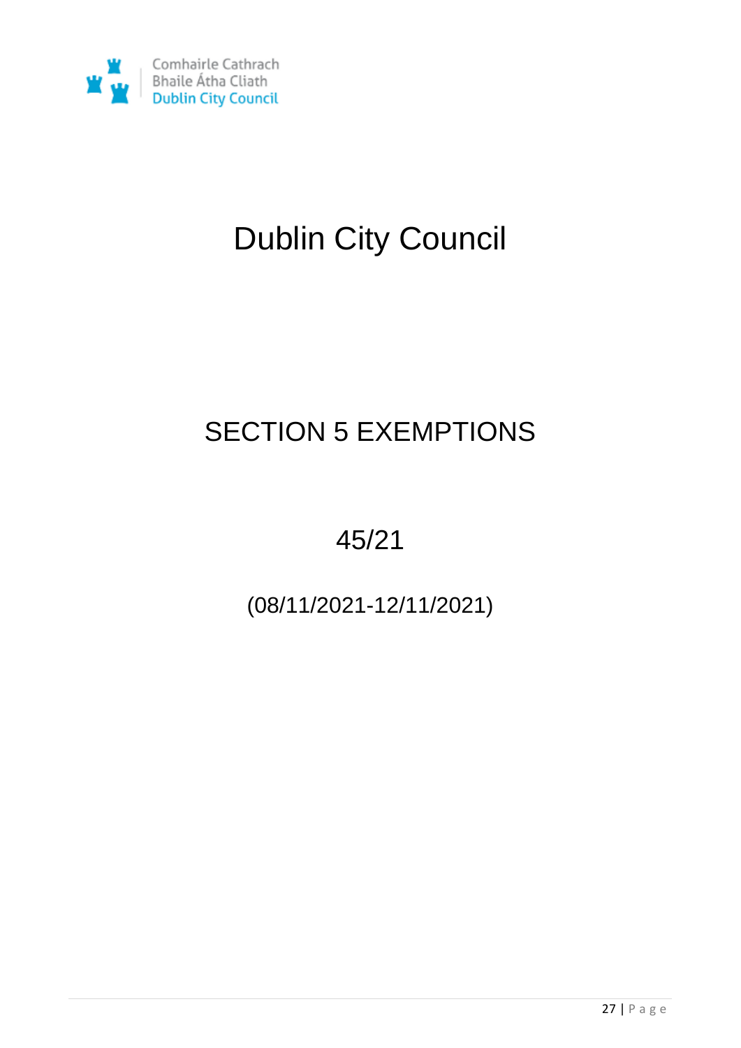Comhairle Cathrach
Bhaile Átha Cliath
Dublin City Council

# Dublin City Council

## SECTION 5 EXEMPTIONS

## 45/21

## (08/11/2021-12/11/2021)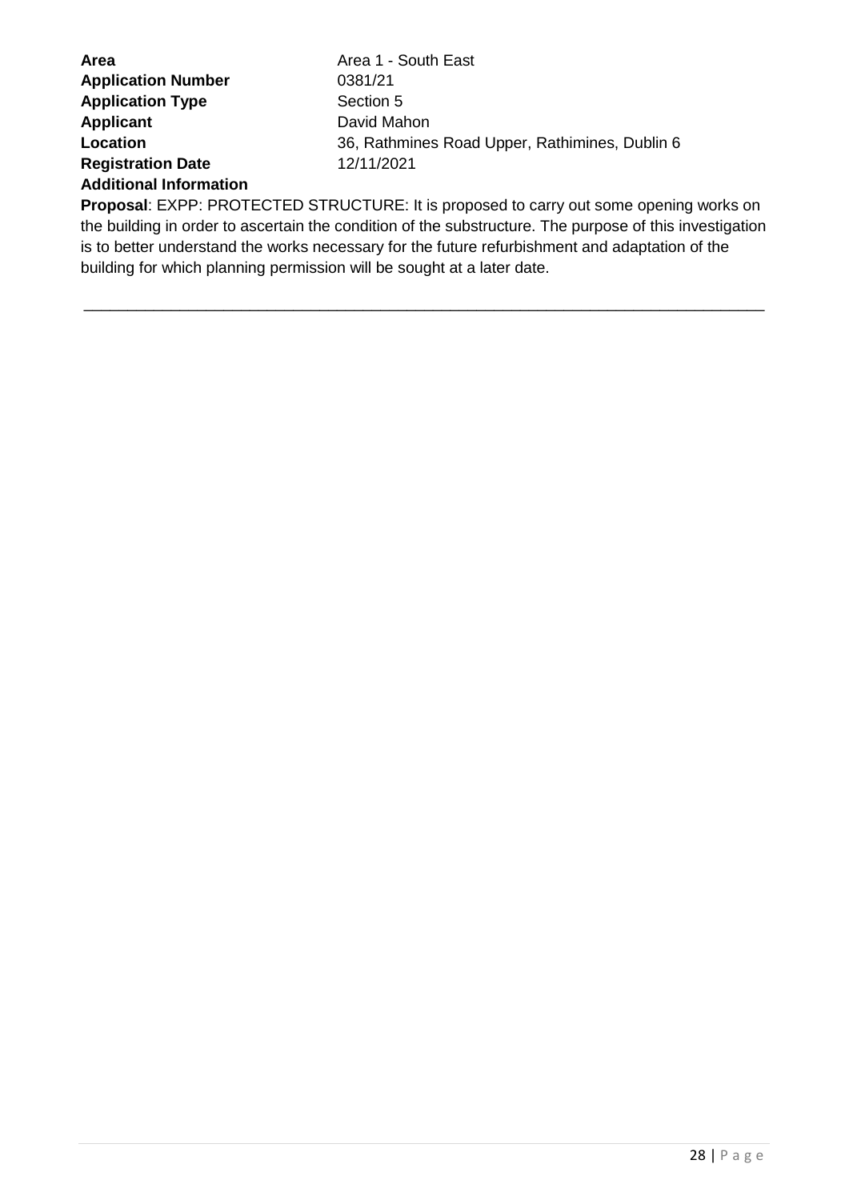**Area** Area 1 - South East
**Application Number** 0381/21
**Application Type** Section 5
**Applicant** David Mahon
**Location** 36, Rathmines Road Upper, Rathimines, Dublin 6
**Registration Date** 12/11/2021
**Additional Information**

**Proposal**: EXPP: PROTECTED STRUCTURE: It is proposed to carry out some opening works on the building in order to ascertain the condition of the substructure. The purpose of this investigation is to better understand the works necessary for the future refurbishment and adaptation of the building for which planning permission will be sought at a later date.

---